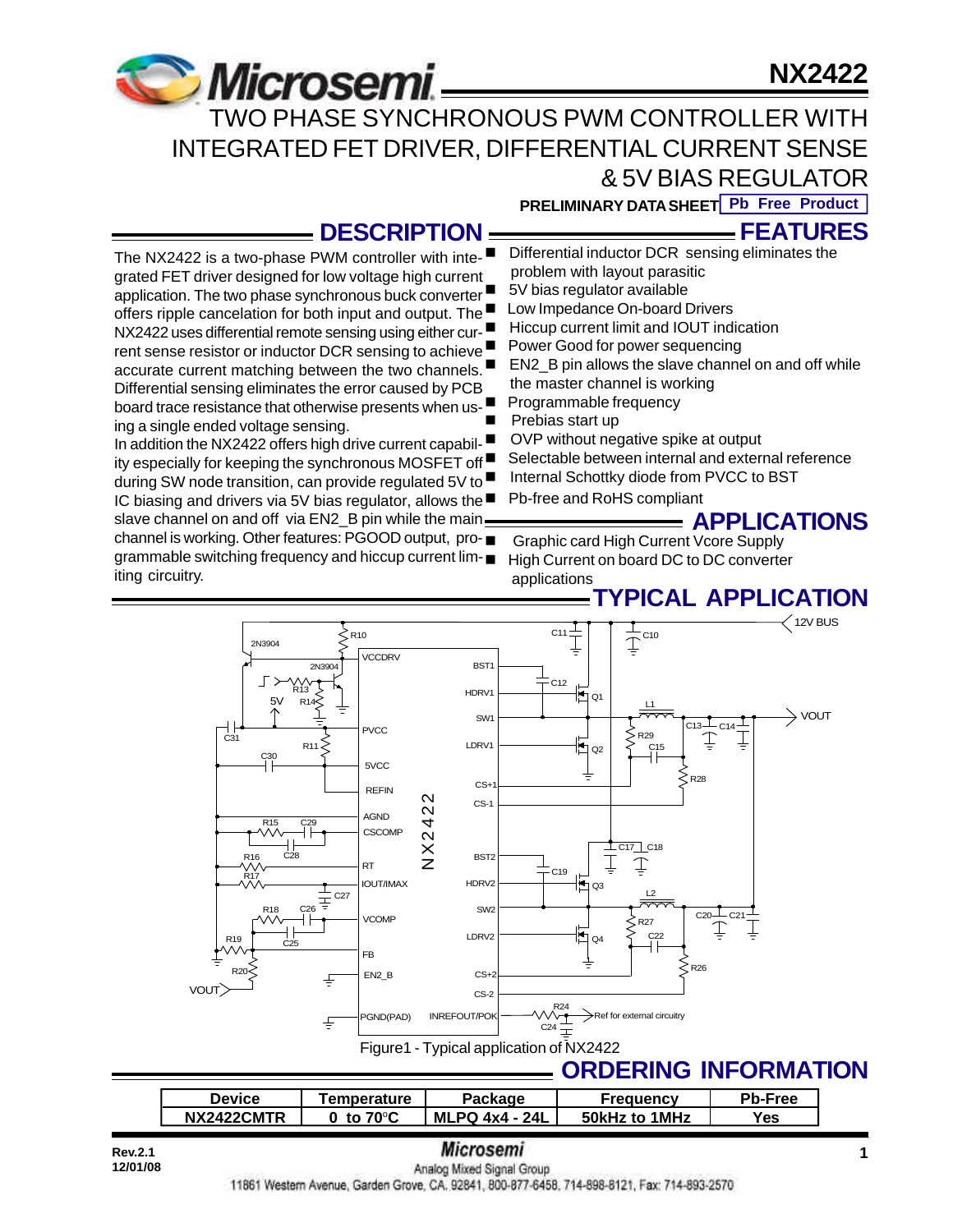# NX2422

## TWO PHASE SYNCHRONOUS PWM CONTROLLER WITH INTEGRATED FET DRIVER, DIFFERENTIAL CURRENT SENSE & 5V BIAS REGULATOR

**PRELIMINARY DATA SHEET** **Pb Free Product**

## DESCRIPTION

The NX2422 is a two-phase PWM controller with integrated FET driver designed for low voltage high current application. The two phase synchronous buck converter offers ripple cancelation for both input and output. The NX2422 uses differential remote sensing using either current sense resistor or inductor DCR sensing to achieve accurate current matching between the two channels. Differential sensing eliminates the error caused by PCB board trace resistance that otherwise presents when using a single ended voltage sensing.

In addition the NX2422 offers high drive current capability especially for keeping the synchronous MOSFET off during SW node transition, can provide regulated 5V to IC biasing and drivers via 5V bias regulator, allows the slave channel on and off via EN2_B pin while the main channel is working. Other features: PGOOD output, programmable switching frequency and hiccup current limiting circuitry.

## FEATURES

- Differential inductor DCR sensing eliminates the problem with layout parasitic
- 5V bias regulator available
- Low Impedance On-board Drivers
- Hiccup current limit and IOUT indication
- Power Good for power sequencing
- EN2_B pin allows the slave channel on and off while the master channel is working
- Programmable frequency
- Prebias start up
- OVP without negative spike at output
- Selectable between internal and external reference
- Internal Schottky diode from PVCC to BST
- Pb-free and RoHS compliant

## APPLICATIONS

- Graphic card High Current Vcore Supply
- High Current on board DC to DC converter applications

## TYPICAL APPLICATION

Figure1 - Typical application of NX2422

## ORDERING INFORMATION

| Device | Temperature | Package | Frequency | Pb-Free |
|---|---|---|---|---|
| NX2422CMTR | 0 to 70°C | MLPQ 4x4 - 24L | 50kHz to 1MHz | Yes |

Rev.2.1
12/01/08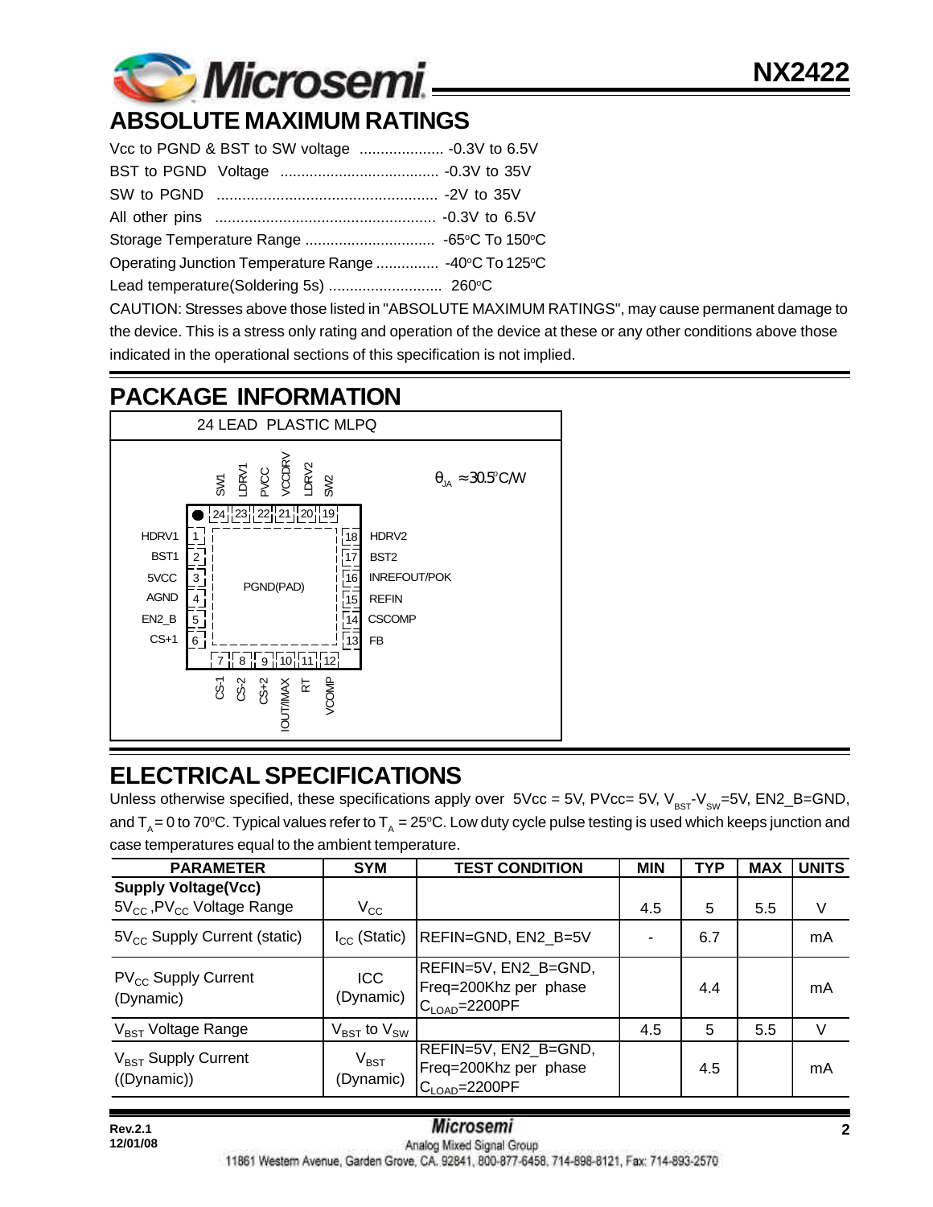## ABSOLUTE MAXIMUM RATINGS

Vcc to PGND & BST to SW voltage .................... -0.3V to 6.5V

BST to PGND Voltage ...................................... -0.3V to 35V

SW to PGND .................................................... -2V to 35V

All other pins .................................................... -0.3V to 6.5V

Storage Temperature Range ............................... -65°C To 150°C

Operating Junction Temperature Range ............... -40°C To 125°C

Lead temperature(Soldering 5s) ........................... 260°C

CAUTION: Stresses above those listed in "ABSOLUTE MAXIMUM RATINGS", may cause permanent damage to the device. This is a stress only rating and operation of the device at these or any other conditions above those indicated in the operational sections of this specification is not implied.

## PACKAGE INFORMATION

24 LEAD PLASTIC MLPQ

$\theta_{JA} \approx 30.5^{\circ}C/W$

| Pin | Name | Pin | Name |
|---|---|---|---|
| 1 | HDRV1 | 13 | FB |
| 2 | BST1 | 14 | CSCOMP |
| 3 | 5VCC | 15 | REFIN |
| 4 | AGND | 16 | INREFOUT/POK |
| 5 | EN2_B | 17 | BST2 |
| 6 | CS+1 | 18 | HDRV2 |
| 7 | CS-1 | 19 | SW2 |
| 8 | CS-2 | 20 | LDRV2 |
| 9 | CS+2 | 21 | VCCDRV |
| 10 | IOUT/IMAX | 22 | PVCC |
| 11 | RT | 23 | LDRV1 |
| 12 | VCOMP | 24 | SW1 |
| PAD | PGND | | |

## ELECTRICAL SPECIFICATIONS

Unless otherwise specified, these specifications apply over 5Vcc = 5V, PVcc= 5V, $V_{BST}$-$V_{SW}$=5V, EN2_B=GND, and $T_A$ = 0 to 70°C. Typical values refer to $T_A$ = 25°C. Low duty cycle pulse testing is used which keeps junction and case temperatures equal to the ambient temperature.

| PARAMETER | SYM | TEST CONDITION | MIN | TYP | MAX | UNITS |
|---|---|---|---|---|---|---|
| **Supply Voltage(Vcc)** | | | | | | |
| $5V_{CC}$ ,$PV_{CC}$ Voltage Range | $V_{CC}$ | | 4.5 | 5 | 5.5 | V |
| $5V_{CC}$ Supply Current (static) | $I_{CC}$ (Static) | REFIN=GND, EN2_B=5V | - | 6.7 | | mA |
| $PV_{CC}$ Supply Current (Dynamic) | ICC (Dynamic) | REFIN=5V, EN2_B=GND, Freq=200Khz per phase $C_{LOAD}$=2200PF | | 4.4 | | mA |
| $V_{BST}$ Voltage Range | $V_{BST}$ to $V_{SW}$ | | 4.5 | 5 | 5.5 | V |
| $V_{BST}$ Supply Current ((Dynamic)) | $V_{BST}$ (Dynamic) | REFIN=5V, EN2_B=GND, Freq=200Khz per phase $C_{LOAD}$=2200PF | | 4.5 | | mA |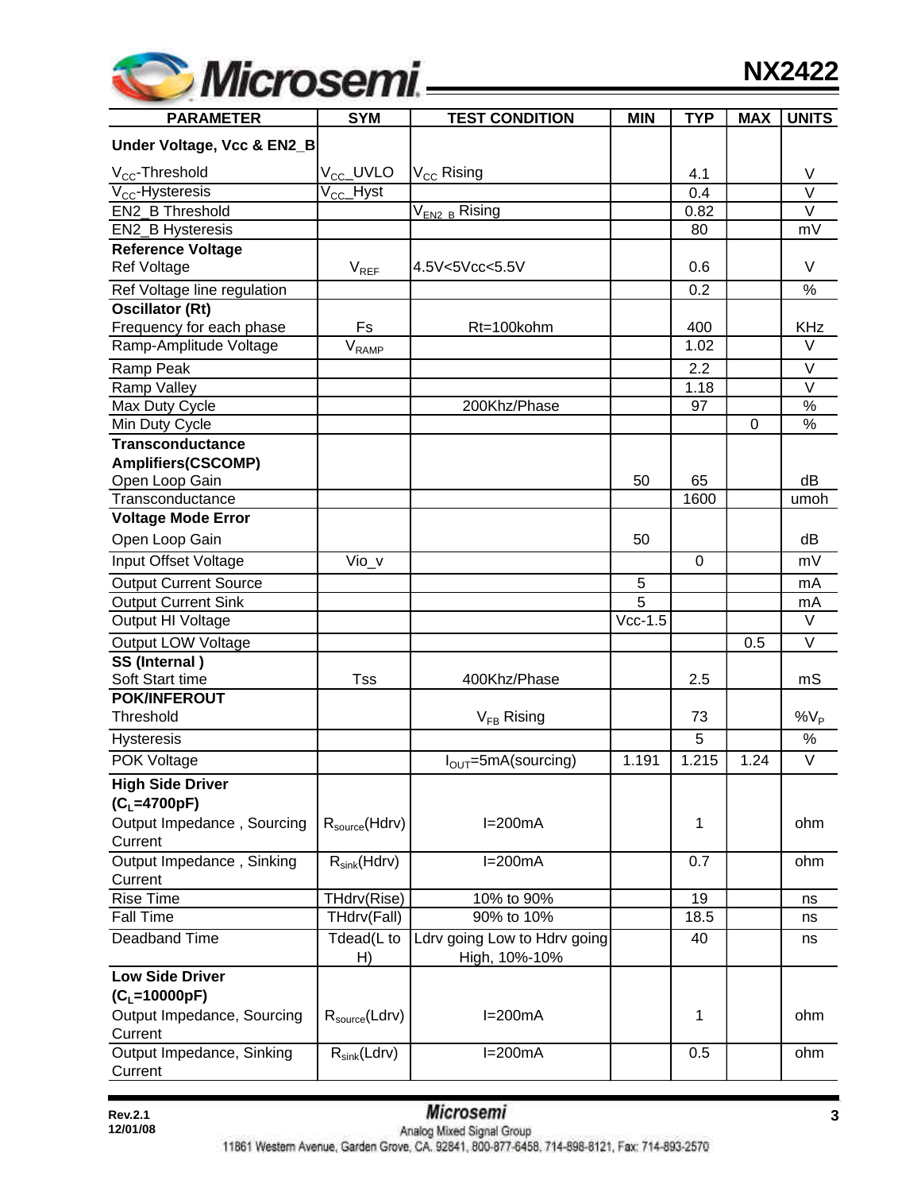| PARAMETER | SYM | TEST CONDITION | MIN | TYP | MAX | UNITS |
|---|---|---|---|---|---|---|
| **Under Voltage, Vcc & EN2_B** | | | | | | |
| $V_{CC}$-Threshold | $V_{CC}$_UVLO | $V_{CC}$ Rising | | 4.1 | | V |
| $V_{CC}$-Hysteresis | $V_{CC}$_Hyst | | | 0.4 | | V |
| EN2_B Threshold | | $V_{EN2\_B}$ Rising | | 0.82 | | V |
| EN2_B Hysteresis | | | | 80 | | mV |
| **Reference Voltage** | | | | | | |
| Ref Voltage | $V_{REF}$ | 4.5V<5Vcc<5.5V | | 0.6 | | V |
| Ref Voltage line regulation | | | | 0.2 | | % |
| **Oscillator (Rt)** | | | | | | |
| Frequency for each phase | Fs | Rt=100kohm | | 400 | | KHz |
| Ramp-Amplitude Voltage | $V_{RAMP}$ | | | 1.02 | | V |
| Ramp Peak | | | | 2.2 | | V |
| Ramp Valley | | | | 1.18 | | V |
| Max Duty Cycle | | 200Khz/Phase | | 97 | | % |
| Min Duty Cycle | | | | | 0 | % |
| **Transconductance Amplifiers(CSCOMP)** | | | | | | |
| Open Loop Gain | | | 50 | 65 | | dB |
| Transconductance | | | | 1600 | | umoh |
| **Voltage Mode Error** | | | | | | |
| Open Loop Gain | | | 50 | | | dB |
| Input Offset Voltage | Vio_v | | | 0 | | mV |
| Output Current Source | | | 5 | | | mA |
| Output Current Sink | | | 5 | | | mA |
| Output HI Voltage | | | Vcc-1.5 | | | V |
| Output LOW Voltage | | | | | 0.5 | V |
| **SS (Internal )** | | | | | | |
| Soft Start time | Tss | 400Khz/Phase | | 2.5 | | mS |
| **POK/INFEROUT** | | | | | | |
| Threshold | | $V_{FB}$ Rising | | 73 | | $\%V_P$ |
| Hysteresis | | | | 5 | | % |
| POK Voltage | | $I_{OUT}$=5mA(sourcing) | 1.191 | 1.215 | 1.24 | V |
| **High Side Driver ($C_L$=4700pF)** | | | | | | |
| Output Impedance , Sourcing Current | $R_{source}$(Hdrv) | I=200mA | | 1 | | ohm |
| Output Impedance , Sinking Current | $R_{sink}$(Hdrv) | I=200mA | | 0.7 | | ohm |
| Rise Time | THdrv(Rise) | 10% to 90% | | 19 | | ns |
| Fall Time | THdrv(Fall) | 90% to 10% | | 18.5 | | ns |
| Deadband Time | Tdead(L to H) | Ldrv going Low to Hdrv going High, 10%-10% | | 40 | | ns |
| **Low Side Driver ($C_L$=10000pF)** | | | | | | |
| Output Impedance, Sourcing Current | $R_{source}$(Ldrv) | I=200mA | | 1 | | ohm |
| Output Impedance, Sinking Current | $R_{sink}$(Ldrv) | I=200mA | | 0.5 | | ohm |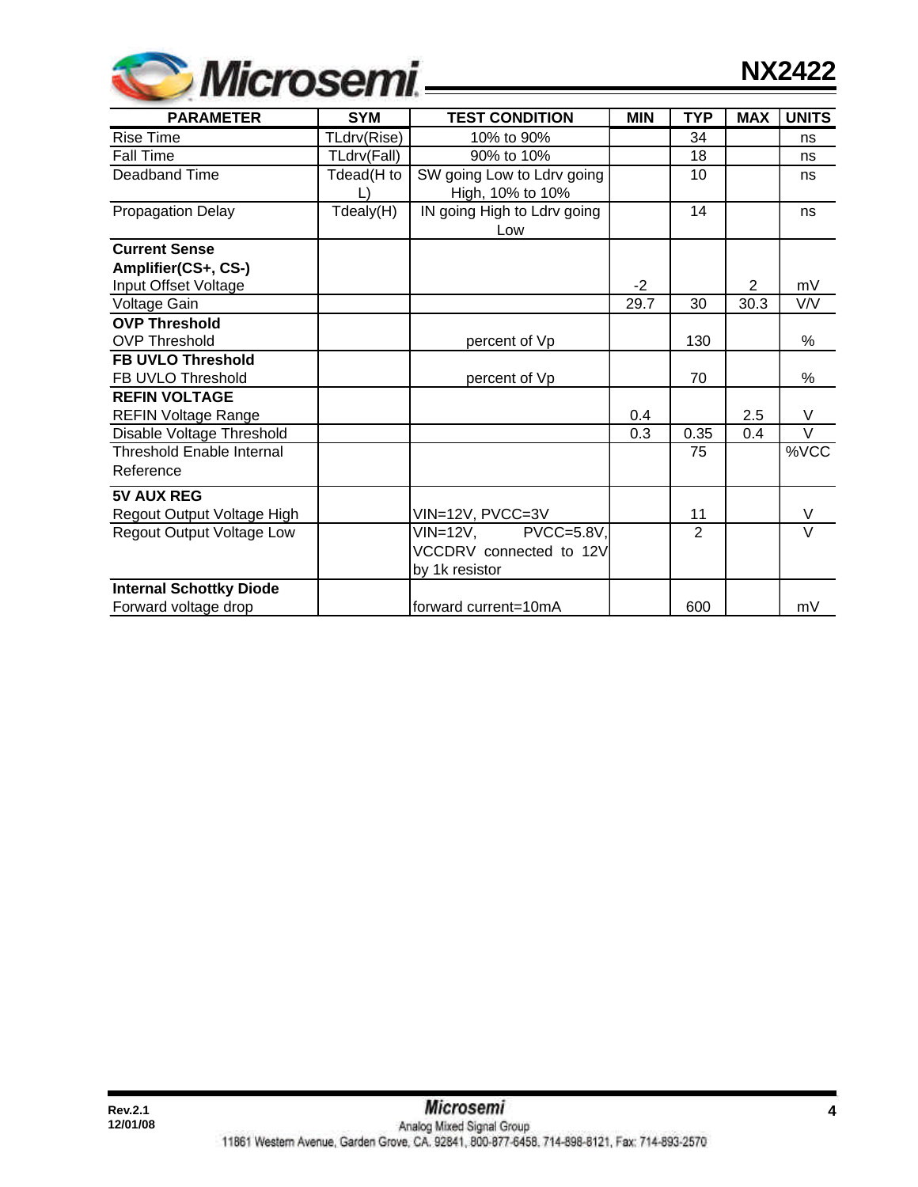| PARAMETER | SYM | TEST CONDITION | MIN | TYP | MAX | UNITS |
|---|---|---|---|---|---|---|
| Rise Time | TLdrv(Rise) | 10% to 90% | | 34 | | ns |
| Fall Time | TLdrv(Fall) | 90% to 10% | | 18 | | ns |
| Deadband Time | Tdead(H to L) | SW going Low to Ldrv going High, 10% to 10% | | 10 | | ns |
| Propagation Delay | Tdealy(H) | IN going High to Ldrv going Low | | 14 | | ns |
| **Current Sense Amplifier(CS+, CS-)** | | | | | | |
| Input Offset Voltage | | | -2 | | 2 | mV |
| Voltage Gain | | | 29.7 | 30 | 30.3 | V/V |
| **OVP Threshold** | | | | | | |
| OVP Threshold | | percent of Vp | | 130 | | % |
| **FB UVLO Threshold** | | | | | | |
| FB UVLO Threshold | | percent of Vp | | 70 | | % |
| **REFIN VOLTAGE** | | | | | | |
| REFIN Voltage Range | | | 0.4 | | 2.5 | V |
| Disable Voltage Threshold | | | 0.3 | 0.35 | 0.4 | V |
| Threshold Enable Internal Reference | | | | 75 | | %VCC |
| **5V AUX REG** | | | | | | |
| Regout Output Voltage High | | VIN=12V, PVCC=3V | | 11 | | V |
| Regout Output Voltage Low | | VIN=12V, PVCC=5.8V, VCCDRV connected to 12V by 1k resistor | | 2 | | V |
| **Internal Schottky Diode** | | | | | | |
| Forward voltage drop | | forward current=10mA | | 600 | | mV |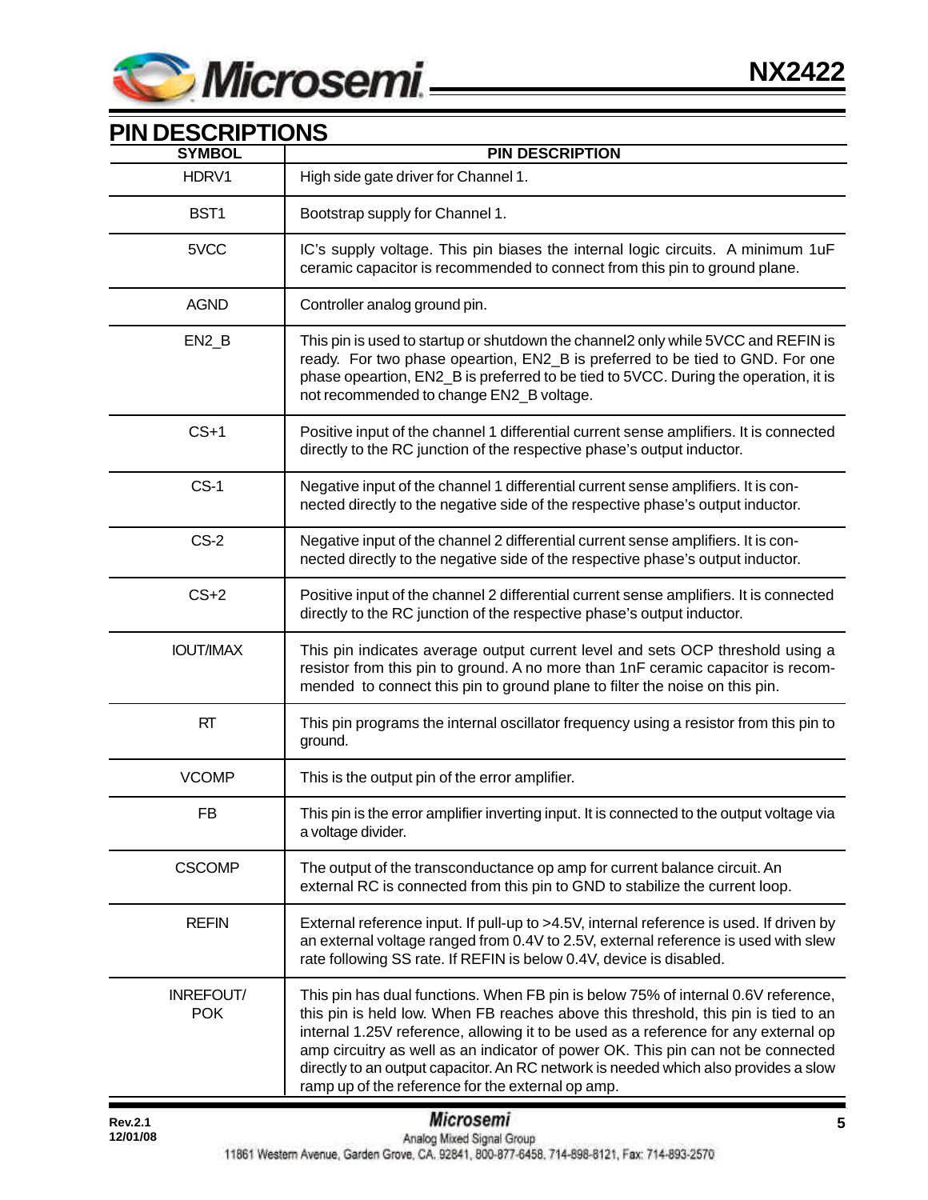## PIN DESCRIPTIONS

| SYMBOL | PIN DESCRIPTION |
|---|---|
| HDRV1 | High side gate driver for Channel 1. |
| BST1 | Bootstrap supply for Channel 1. |
| 5VCC | IC's supply voltage. This pin biases the internal logic circuits. A minimum 1uF ceramic capacitor is recommended to connect from this pin to ground plane. |
| AGND | Controller analog ground pin. |
| EN2_B | This pin is used to startup or shutdown the channel2 only while 5VCC and REFIN is ready. For two phase opeartion, EN2_B is preferred to be tied to GND. For one phase opeartion, EN2_B is preferred to be tied to 5VCC. During the operation, it is not recommended to change EN2_B voltage. |
| CS+1 | Positive input of the channel 1 differential current sense amplifiers. It is connected directly to the RC junction of the respective phase's output inductor. |
| CS-1 | Negative input of the channel 1 differential current sense amplifiers. It is connected directly to the negative side of the respective phase's output inductor. |
| CS-2 | Negative input of the channel 2 differential current sense amplifiers. It is connected directly to the negative side of the respective phase's output inductor. |
| CS+2 | Positive input of the channel 2 differential current sense amplifiers. It is connected directly to the RC junction of the respective phase's output inductor. |
| IOUT/IMAX | This pin indicates average output current level and sets OCP threshold using a resistor from this pin to ground. A no more than 1nF ceramic capacitor is recommended to connect this pin to ground plane to filter the noise on this pin. |
| RT | This pin programs the internal oscillator frequency using a resistor from this pin to ground. |
| VCOMP | This is the output pin of the error amplifier. |
| FB | This pin is the error amplifier inverting input. It is connected to the output voltage via a voltage divider. |
| CSCOMP | The output of the transconductance op amp for current balance circuit. An external RC is connected from this pin to GND to stabilize the current loop. |
| REFIN | External reference input. If pull-up to >4.5V, internal reference is used. If driven by an external voltage ranged from 0.4V to 2.5V, external reference is used with slew rate following SS rate. If REFIN is below 0.4V, device is disabled. |
| INREFOUT/ POK | This pin has dual functions. When FB pin is below 75% of internal 0.6V reference, this pin is held low. When FB reaches above this threshold, this pin is tied to an internal 1.25V reference, allowing it to be used as a reference for any external op amp circuitry as well as an indicator of power OK. This pin can not be connected directly to an output capacitor. An RC network is needed which also provides a slow ramp up of the reference for the external op amp. |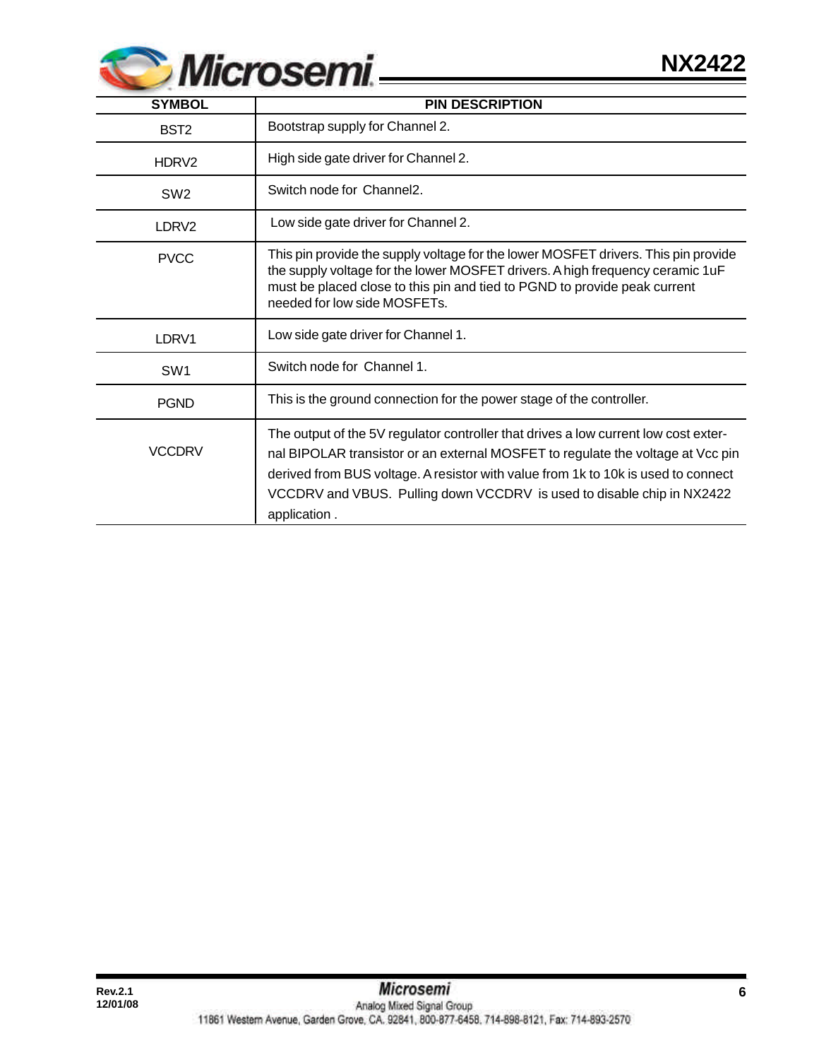| SYMBOL | PIN DESCRIPTION |
|---|---|
| BST2 | Bootstrap supply for Channel 2. |
| HDRV2 | High side gate driver for Channel 2. |
| SW2 | Switch node for Channel2. |
| LDRV2 | Low side gate driver for Channel 2. |
| PVCC | This pin provide the supply voltage for the lower MOSFET drivers. This pin provide the supply voltage for the lower MOSFET drivers. A high frequency ceramic 1uF must be placed close to this pin and tied to PGND to provide peak current needed for low side MOSFETs. |
| LDRV1 | Low side gate driver for Channel 1. |
| SW1 | Switch node for Channel 1. |
| PGND | This is the ground connection for the power stage of the controller. |
| VCCDRV | The output of the 5V regulator controller that drives a low current low cost external BIPOLAR transistor or an external MOSFET to regulate the voltage at Vcc pin derived from BUS voltage. A resistor with value from 1k to 10k is used to connect VCCDRV and VBUS. Pulling down VCCDRV is used to disable chip in NX2422 application . |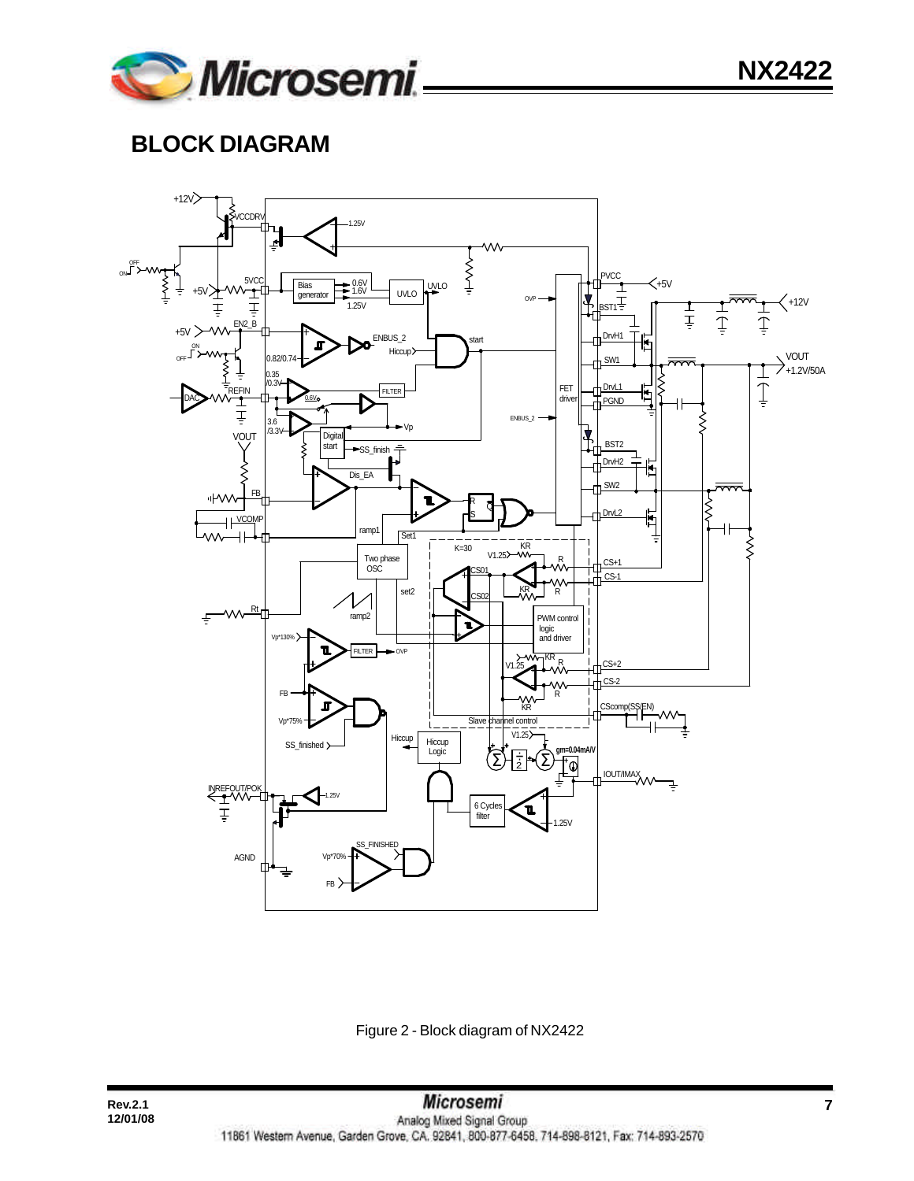## BLOCK DIAGRAM

Figure 2 - Block diagram of NX2422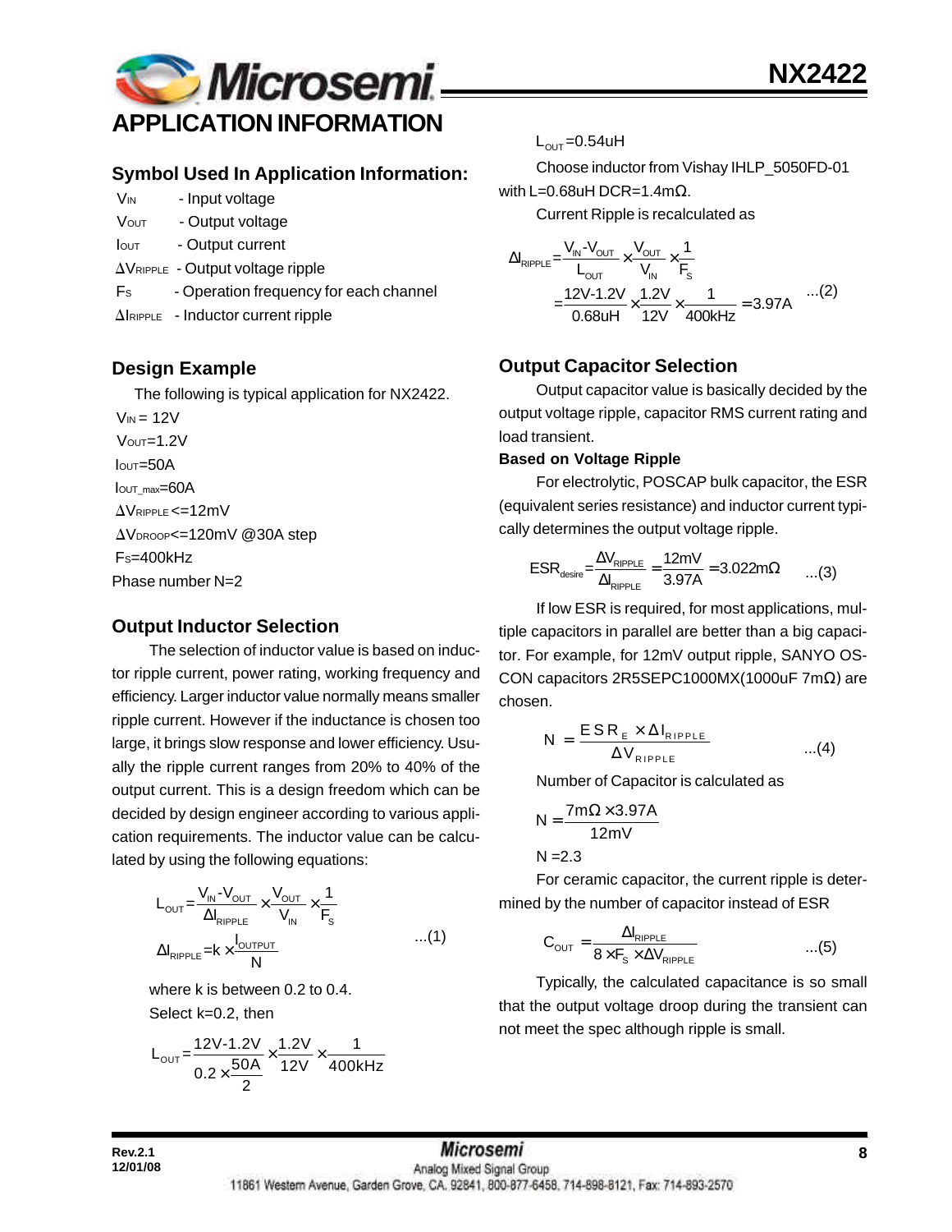## APPLICATION INFORMATION

### Symbol Used In Application Information:

$V_{IN}$ - Input voltage

$V_{OUT}$ - Output voltage

$I_{OUT}$ - Output current

$\Delta V_{RIPPLE}$ - Output voltage ripple

$F_S$ - Operation frequency for each channel

$\Delta I_{RIPPLE}$ - Inductor current ripple

### Design Example

The following is typical application for NX2422.

$V_{IN}$ = 12V

$V_{OUT}$=1.2V

$I_{OUT}$=50A

$I_{OUT\_max}$=60A

$\Delta V_{RIPPLE}$<=12mV

$\Delta V_{DROOP}$<=120mV @30A step

$F_S$=400kHz

Phase number N=2

### Output Inductor Selection

The selection of inductor value is based on inductor ripple current, power rating, working frequency and efficiency. Larger inductor value normally means smaller ripple current. However if the inductance is chosen too large, it brings slow response and lower efficiency. Usually the ripple current ranges from 20% to 40% of the output current. This is a design freedom which can be decided by design engineer according to various application requirements. The inductor value can be calculated by using the following equations:

$$L_{OUT}=\frac{V_{IN}-V_{OUT}}{\Delta I_{RIPPLE}}\times\frac{V_{OUT}}{V_{IN}}\times\frac{1}{F_S}$$

$$\Delta I_{RIPPLE}=k\times\frac{I_{OUTPUT}}{N} \qquad ...(1)$$

where k is between 0.2 to 0.4.

Select k=0.2, then

$$L_{OUT}=\frac{12V-1.2V}{0.2\times\frac{50A}{2}}\times\frac{1.2V}{12V}\times\frac{1}{400kHz}$$

$L_{OUT}$=0.54uH

Choose inductor from Vishay IHLP_5050FD-01 with L=0.68uH DCR=1.4mΩ.

Current Ripple is recalculated as

$$\Delta I_{RIPPLE}=\frac{V_{IN}-V_{OUT}}{L_{OUT}}\times\frac{V_{OUT}}{V_{IN}}\times\frac{1}{F_S}$$

$$=\frac{12V-1.2V}{0.68uH}\times\frac{1.2V}{12V}\times\frac{1}{400kHz}=3.97A \qquad ...(2)$$

### Output Capacitor Selection

Output capacitor value is basically decided by the output voltage ripple, capacitor RMS current rating and load transient.

**Based on Voltage Ripple**

For electrolytic, POSCAP bulk capacitor, the ESR (equivalent series resistance) and inductor current typically determines the output voltage ripple.

$$ESR_{desire}=\frac{\Delta V_{RIPPLE}}{\Delta I_{RIPPLE}}=\frac{12mV}{3.97A}=3.022m\Omega \qquad ...(3)$$

If low ESR is required, for most applications, multiple capacitors in parallel are better than a big capacitor. For example, for 12mV output ripple, SANYO OSCON capacitors 2R5SEPC1000MX(1000uF 7mΩ) are chosen.

$$N=\frac{ESR_E\times\Delta I_{RIPPLE}}{\Delta V_{RIPPLE}} \qquad ...(4)$$

Number of Capacitor is calculated as

$$N=\frac{7m\Omega\times3.97A}{12mV}$$

N =2.3

For ceramic capacitor, the current ripple is determined by the number of capacitor instead of ESR

$$C_{OUT}=\frac{\Delta I_{RIPPLE}}{8\times F_S\times\Delta V_{RIPPLE}} \qquad ...(5)$$

Typically, the calculated capacitance is so small that the output voltage droop during the transient can not meet the spec although ripple is small.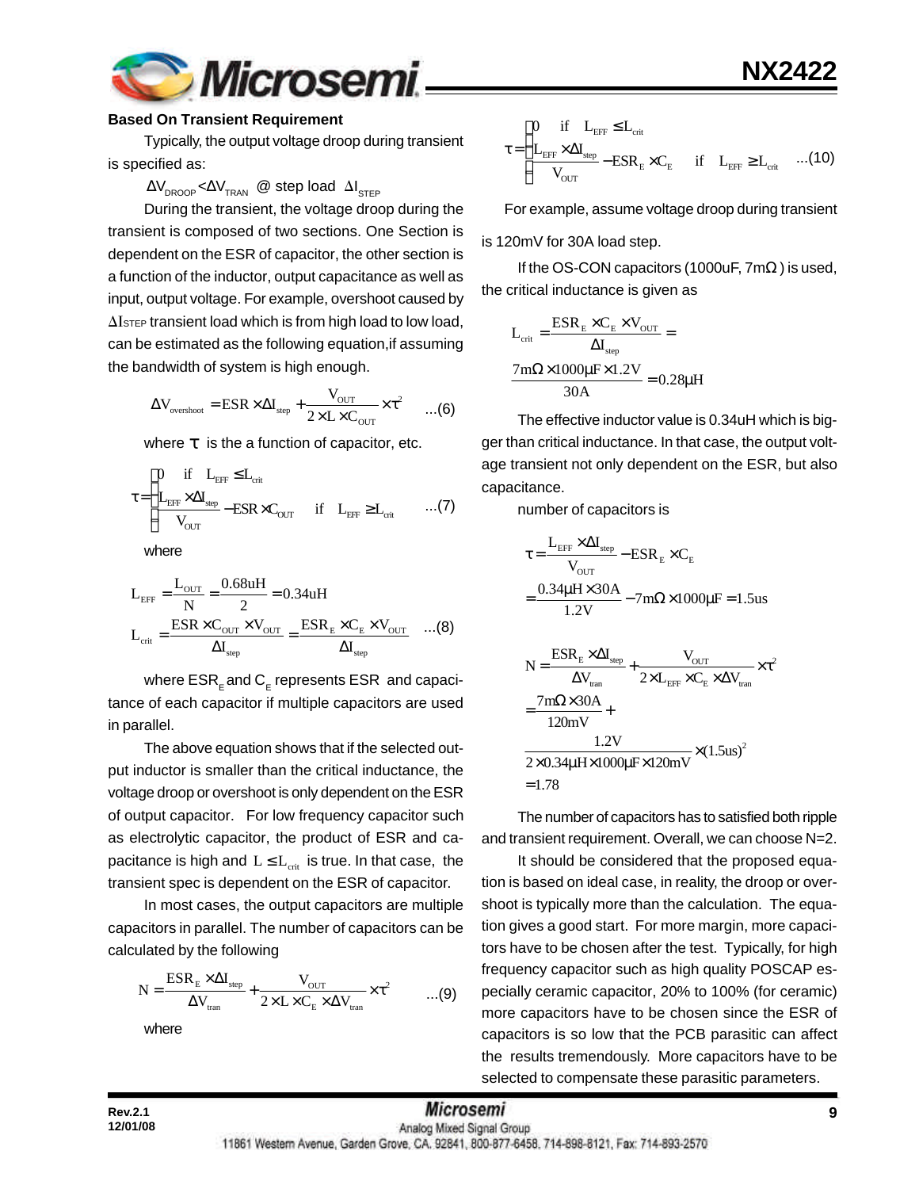**Based On Transient Requirement**

Typically, the output voltage droop during transient is specified as:

$\Delta V_{DROOP} < \Delta V_{TRAN}$ @ step load $\Delta I_{STEP}$

During the transient, the voltage droop during the transient is composed of two sections. One Section is dependent on the ESR of capacitor, the other section is a function of the inductor, output capacitance as well as input, output voltage. For example, overshoot caused by $\Delta I_{STEP}$ transient load which is from high load to low load, can be estimated as the following equation,if assuming the bandwidth of system is high enough.

$$\Delta V_{overshoot} = ESR \times \Delta I_{step} + \frac{V_{OUT}}{2 \times L \times C_{OUT}} \times \tau^2 \quad ...(6)$$

where $\tau$ is the a function of capacitor, etc.

$$\tau = \begin{cases} 0 & \text{if} \quad L_{EFF} \leq L_{crit} \\ \frac{L_{EFF} \times \Delta I_{step}}{V_{OUT}} - ESR \times C_{OUT} & \text{if} \quad L_{EFF} \geq L_{crit} \end{cases} \quad ...(7)$$

where

$$L_{EFF} = \frac{L_{OUT}}{N} = \frac{0.68uH}{2} = 0.34uH$$

$$L_{crit} = \frac{ESR \times C_{OUT} \times V_{OUT}}{\Delta I_{step}} = \frac{ESR_E \times C_E \times V_{OUT}}{\Delta I_{step}} \quad ...(8)$$

where $ESR_E$ and $C_E$ represents ESR and capacitance of each capacitor if multiple capacitors are used in parallel.

The above equation shows that if the selected output inductor is smaller than the critical inductance, the voltage droop or overshoot is only dependent on the ESR of output capacitor. For low frequency capacitor such as electrolytic capacitor, the product of ESR and capacitance is high and $L \leq L_{crit}$ is true. In that case, the transient spec is dependent on the ESR of capacitor.

In most cases, the output capacitors are multiple capacitors in parallel. The number of capacitors can be calculated by the following

$$N = \frac{ESR_E \times \Delta I_{step}}{\Delta V_{tran}} + \frac{V_{OUT}}{2 \times L \times C_E \times \Delta V_{tran}} \times \tau^2 \quad ...(9)$$

where

$$\tau = \begin{cases} 0 & \text{if} \quad L_{EFF} \leq L_{crit} \\ \frac{L_{EFF} \times \Delta I_{step}}{V_{OUT}} - ESR_E \times C_E & \text{if} \quad L_{EFF} \geq L_{crit} \end{cases} \quad ...(10)$$

For example, assume voltage droop during transient is 120mV for 30A load step.

If the OS-CON capacitors (1000uF, 7mΩ) is used, the critical inductance is given as

$$L_{crit} = \frac{ESR_E \times C_E \times V_{OUT}}{\Delta I_{step}} =$$

$$\frac{7m\Omega \times 1000\mu F \times 1.2V}{30A} = 0.28\mu H$$

The effective inductor value is 0.34uH which is bigger than critical inductance. In that case, the output voltage transient not only dependent on the ESR, but also capacitance.

number of capacitors is

$$\tau = \frac{L_{EFF} \times \Delta I_{step}}{V_{OUT}} - ESR_E \times C_E$$

$$= \frac{0.34\mu H \times 30A}{1.2V} - 7m\Omega \times 1000\mu F = 1.5us$$

$$N = \frac{ESR_E \times \Delta I_{step}}{\Delta V_{tran}} + \frac{V_{OUT}}{2 \times L_{EFF} \times C_E \times \Delta V_{tran}} \times \tau^2$$

$$= \frac{7m\Omega \times 30A}{120mV} +$$

$$\frac{1.2V}{2 \times 0.34\mu H \times 1000\mu F \times 120mV} \times (1.5us)^2$$

$$= 1.78$$

The number of capacitors has to satisfied both ripple and transient requirement. Overall, we can choose N=2.

It should be considered that the proposed equation is based on ideal case, in reality, the droop or overshoot is typically more than the calculation. The equation gives a good start. For more margin, more capacitors have to be chosen after the test. Typically, for high frequency capacitor such as high quality POSCAP especially ceramic capacitor, 20% to 100% (for ceramic) more capacitors have to be chosen since the ESR of capacitors is so low that the PCB parasitic can affect the results tremendously. More capacitors have to be selected to compensate these parasitic parameters.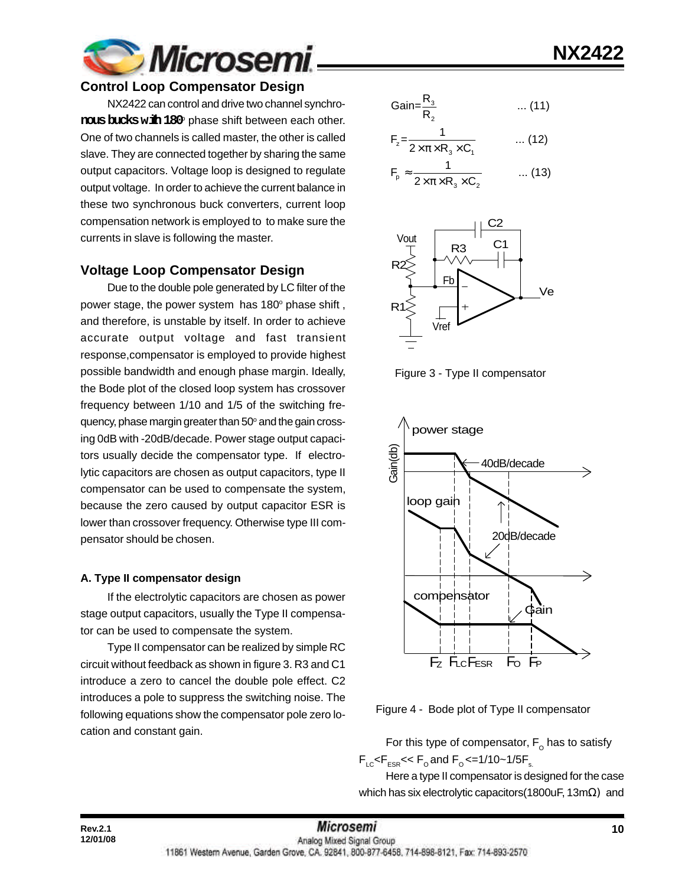## Control Loop Compensator Design

NX2422 can control and drive two channel synchronous bucks with 180° phase shift between each other. One of two channels is called master, the other is called slave. They are connected together by sharing the same output capacitors. Voltage loop is designed to regulate output voltage. In order to achieve the current balance in these two synchronous buck converters, current loop compensation network is employed to to make sure the currents in slave is following the master.

## Voltage Loop Compensator Design

Due to the double pole generated by LC filter of the power stage, the power system has 180° phase shift , and therefore, is unstable by itself. In order to achieve accurate output voltage and fast transient response,compensator is employed to provide highest possible bandwidth and enough phase margin. Ideally, the Bode plot of the closed loop system has crossover frequency between 1/10 and 1/5 of the switching frequency, phase margin greater than 50° and the gain crossing 0dB with -20dB/decade. Power stage output capacitors usually decide the compensator type. If electrolytic capacitors are chosen as output capacitors, type II compensator can be used to compensate the system, because the zero caused by output capacitor ESR is lower than crossover frequency. Otherwise type III compensator should be chosen.

### A. Type II compensator design

If the electrolytic capacitors are chosen as power stage output capacitors, usually the Type II compensator can be used to compensate the system.

Type II compensator can be realized by simple RC circuit without feedback as shown in figure 3. R3 and C1 introduce a zero to cancel the double pole effect. C2 introduces a pole to suppress the switching noise. The following equations show the compensator pole zero location and constant gain.

$$\text{Gain}=\frac{R_3}{R_2} \quad \text{... (11)}$$

$$F_z=\frac{1}{2\times\pi\times R_3\times C_1} \quad \text{... (12)}$$

$$F_p\approx\frac{1}{2\times\pi\times R_3\times C_2} \quad \text{... (13)}$$

Figure 3 - Type II compensator

Figure 4 - Bode plot of Type II compensator

For this type of compensator, $F_O$ has to satisfy $F_{LC}<F_{ESR}<<F_O$ and $F_O<=1/10\sim1/5F_s$.

Here a type II compensator is designed for the case which has six electrolytic capacitors(1800uF, 13mΩ) and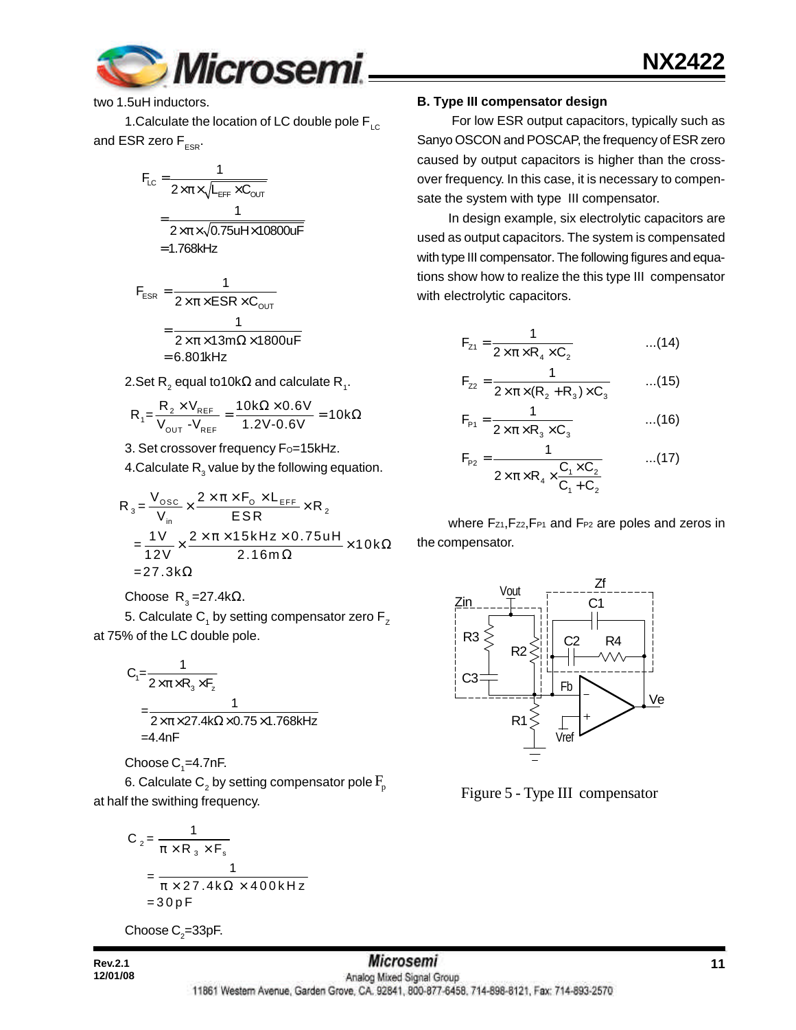two 1.5uH inductors.

1.Calculate the location of LC double pole $F_{LC}$ and ESR zero $F_{ESR}$.

$$F_{LC} = \frac{1}{2\times\pi\times\sqrt{L_{EFF}\times C_{OUT}}}$$
$$= \frac{1}{2\times\pi\times\sqrt{0.75uH\times10800uF}}$$
$$=1.768kHz$$

$$F_{ESR} = \frac{1}{2\times\pi\times ESR\times C_{OUT}}$$
$$= \frac{1}{2\times\pi\times13m\Omega\times1800uF}$$
$$=6.801kHz$$

2.Set $R_2$ equal to10kΩ and calculate $R_1$.

$$R_1 = \frac{R_2\times V_{REF}}{V_{OUT}-V_{REF}} = \frac{10k\Omega\times0.6V}{1.2V-0.6V} = 10k\Omega$$

3. Set crossover frequency Fo=15kHz.

4.Calculate $R_3$ value by the following equation.

$$R_3 = \frac{V_{OSC}}{V_{in}}\times\frac{2\times\pi\times F_O\times L_{EFF}}{ESR}\times R_2$$
$$= \frac{1V}{12V}\times\frac{2\times\pi\times15kHz\times0.75uH}{2.16m\Omega}\times10k\Omega$$
$$=27.3k\Omega$$

Choose $R_3$=27.4kΩ.

5. Calculate $C_1$ by setting compensator zero $F_Z$ at 75% of the LC double pole.

$$C_1 = \frac{1}{2\times\pi\times R_3\times F_z}$$
$$= \frac{1}{2\times\pi\times27.4k\Omega\times0.75\times1.768kHz}$$
$$=4.4nF$$

Choose $C_1$=4.7nF.

6. Calculate $C_2$ by setting compensator pole $F_p$ at half the swithing frequency.

$$C_2 = \frac{1}{\pi\times R_3\times F_s}$$
$$= \frac{1}{\pi\times27.4k\Omega\times400kHz}$$
$$=30pF$$

Choose $C_2$=33pF.

**B. Type III compensator design**

For low ESR output capacitors, typically such as Sanyo OSCON and POSCAP, the frequency of ESR zero caused by output capacitors is higher than the cross-over frequency. In this case, it is necessary to compensate the system with type III compensator.

In design example, six electrolytic capacitors are used as output capacitors. The system is compensated with type III compensator. The following figures and equations show how to realize the this type III compensator with electrolytic capacitors.

$$F_{Z1} = \frac{1}{2\times\pi\times R_4\times C_2} \qquad ...(14)$$

$$F_{Z2} = \frac{1}{2\times\pi\times(R_2+R_3)\times C_3} \qquad ...(15)$$

$$F_{P1} = \frac{1}{2\times\pi\times R_3\times C_3} \qquad ...(16)$$

$$F_{P2} = \frac{1}{2\times\pi\times R_4\times\frac{C_1\times C_2}{C_1+C_2}} \qquad ...(17)$$

where $F_{Z1}$,$F_{Z2}$,$F_{P1}$ and $F_{P2}$ are poles and zeros in the compensator.

Figure 5 - Type III compensator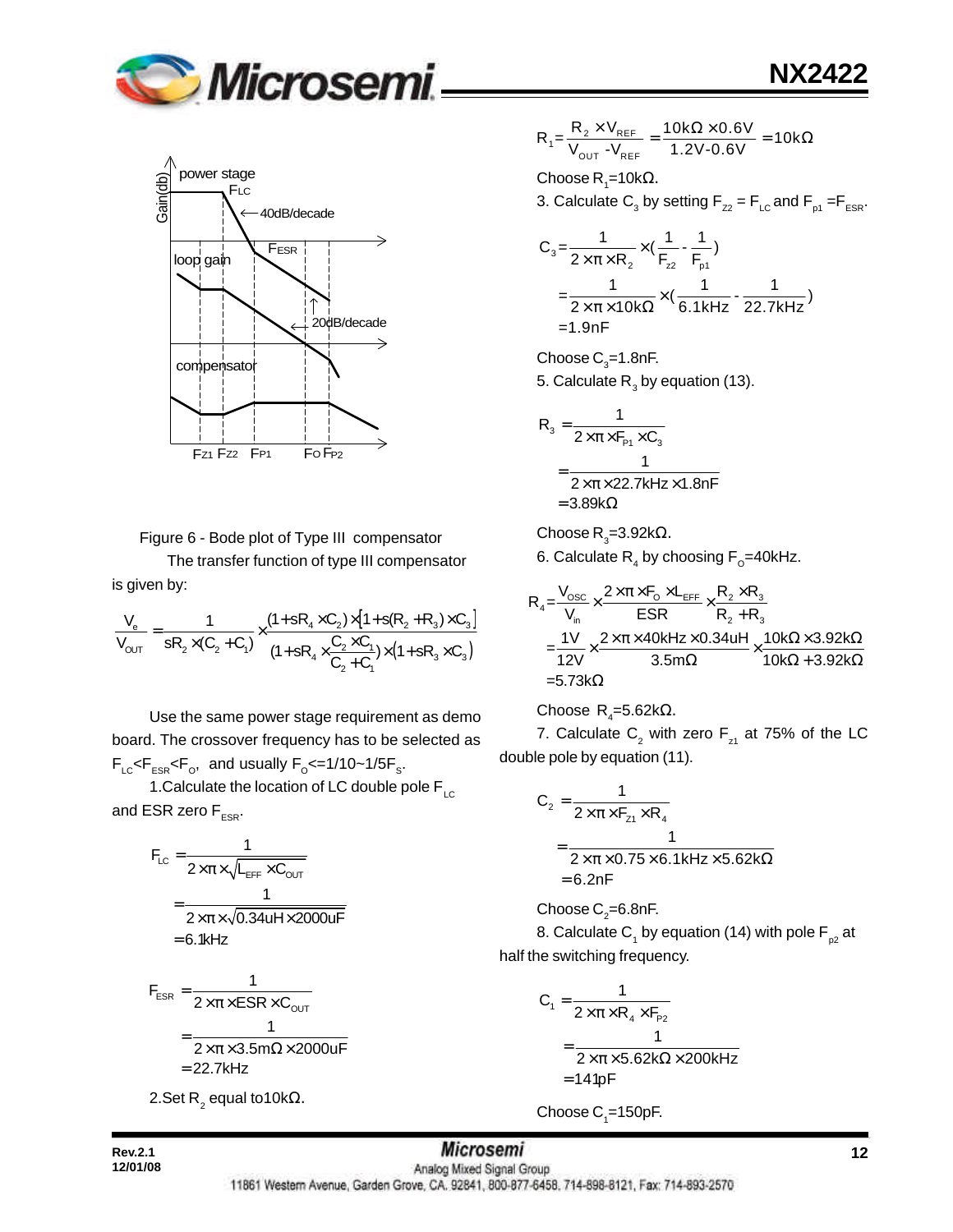Figure 6 - Bode plot of Type III compensator

The transfer function of type III compensator is given by:

$$\frac{V_e}{V_{OUT}} = \frac{1}{sR_2 \times (C_2 + C_1)} \times \frac{(1+sR_4 \times C_2) \times [1+s(R_2+R_3) \times C_3]}{(1+sR_4 \times \frac{C_2 \times C_1}{C_2+C_1}) \times (1+sR_3 \times C_3)}$$

Use the same power stage requirement as demo board. The crossover frequency has to be selected as $F_{LC}<F_{ESR}<F_O$, and usually $F_O<=1/10\sim1/5F_S$.

1.Calculate the location of LC double pole $F_{LC}$ and ESR zero $F_{ESR}$.

$$F_{LC} = \frac{1}{2 \times \pi \times \sqrt{L_{EFF} \times C_{OUT}}} = \frac{1}{2 \times \pi \times \sqrt{0.34uH \times 2000uF}} = 6.1kHz$$

$$F_{ESR} = \frac{1}{2 \times \pi \times ESR \times C_{OUT}} = \frac{1}{2 \times \pi \times 3.5m\Omega \times 2000uF} = 22.7kHz$$

2.Set $R_2$ equal to10kΩ.

$$R_1 = \frac{R_2 \times V_{REF}}{V_{OUT} - V_{REF}} = \frac{10k\Omega \times 0.6V}{1.2V - 0.6V} = 10k\Omega$$

Choose $R_1$=10kΩ.

3. Calculate $C_3$ by setting $F_{z2} = F_{LC}$ and $F_{p1} = F_{ESR}$.

$$C_3 = \frac{1}{2 \times \pi \times R_2} \times \left(\frac{1}{F_{z2}} - \frac{1}{F_{p1}}\right) = \frac{1}{2 \times \pi \times 10k\Omega} \times \left(\frac{1}{6.1kHz} - \frac{1}{22.7kHz}\right) = 1.9nF$$

Choose $C_3$=1.8nF.

5. Calculate $R_3$ by equation (13).

$$R_3 = \frac{1}{2 \times \pi \times F_{P1} \times C_3} = \frac{1}{2 \times \pi \times 22.7kHz \times 1.8nF} = 3.89k\Omega$$

Choose $R_3$=3.92kΩ.

6. Calculate $R_4$ by choosing $F_O$=40kHz.

$$R_4 = \frac{V_{OSC}}{V_{in}} \times \frac{2 \times \pi \times F_O \times L_{EFF}}{ESR} \times \frac{R_2 \times R_3}{R_2 + R_3} = \frac{1V}{12V} \times \frac{2 \times \pi \times 40kHz \times 0.34uH}{3.5m\Omega} \times \frac{10k\Omega \times 3.92k\Omega}{10k\Omega + 3.92k\Omega} = 5.73k\Omega$$

Choose $R_4$=5.62kΩ.

7. Calculate $C_2$ with zero $F_{z1}$ at 75% of the LC double pole by equation (11).

$$C_2 = \frac{1}{2 \times \pi \times F_{Z1} \times R_4} = \frac{1}{2 \times \pi \times 0.75 \times 6.1kHz \times 5.62k\Omega} = 6.2nF$$

Choose $C_2$=6.8nF.

8. Calculate $C_1$ by equation (14) with pole $F_{p2}$ at half the switching frequency.

$$C_1 = \frac{1}{2 \times \pi \times R_4 \times F_{P2}} = \frac{1}{2 \times \pi \times 5.62k\Omega \times 200kHz} = 141pF$$

Choose $C_1$=150pF.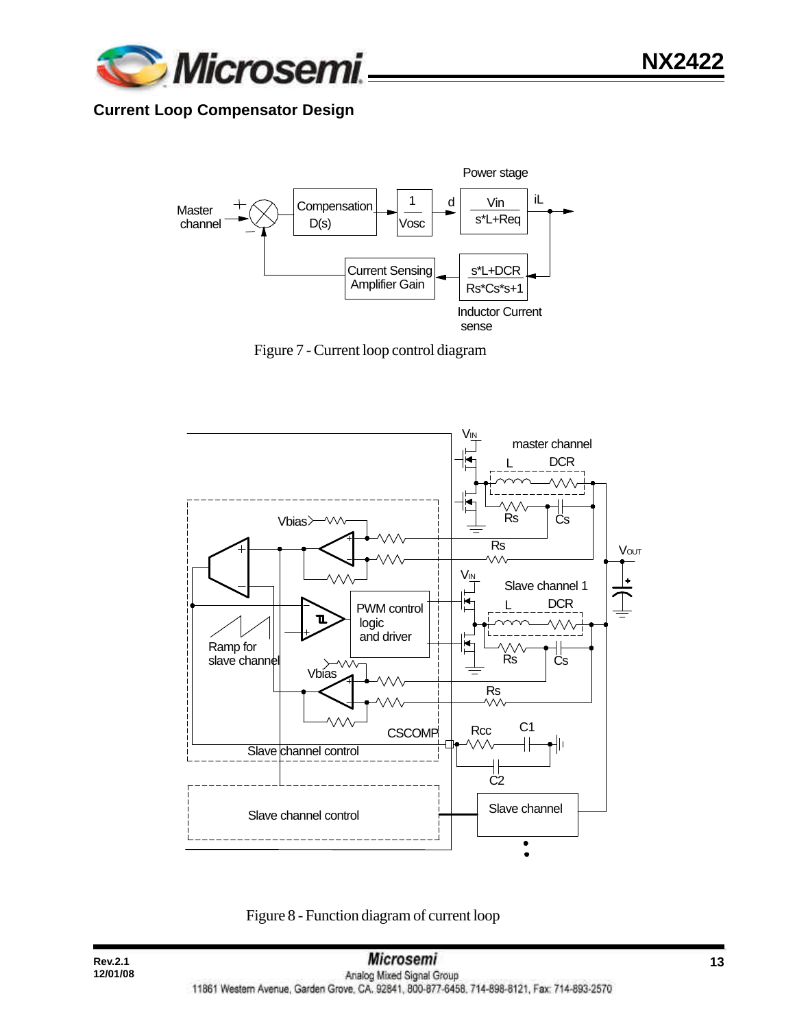## Current Loop Compensator Design

Figure 7 - Current loop control diagram

Figure 8 - Function diagram of current loop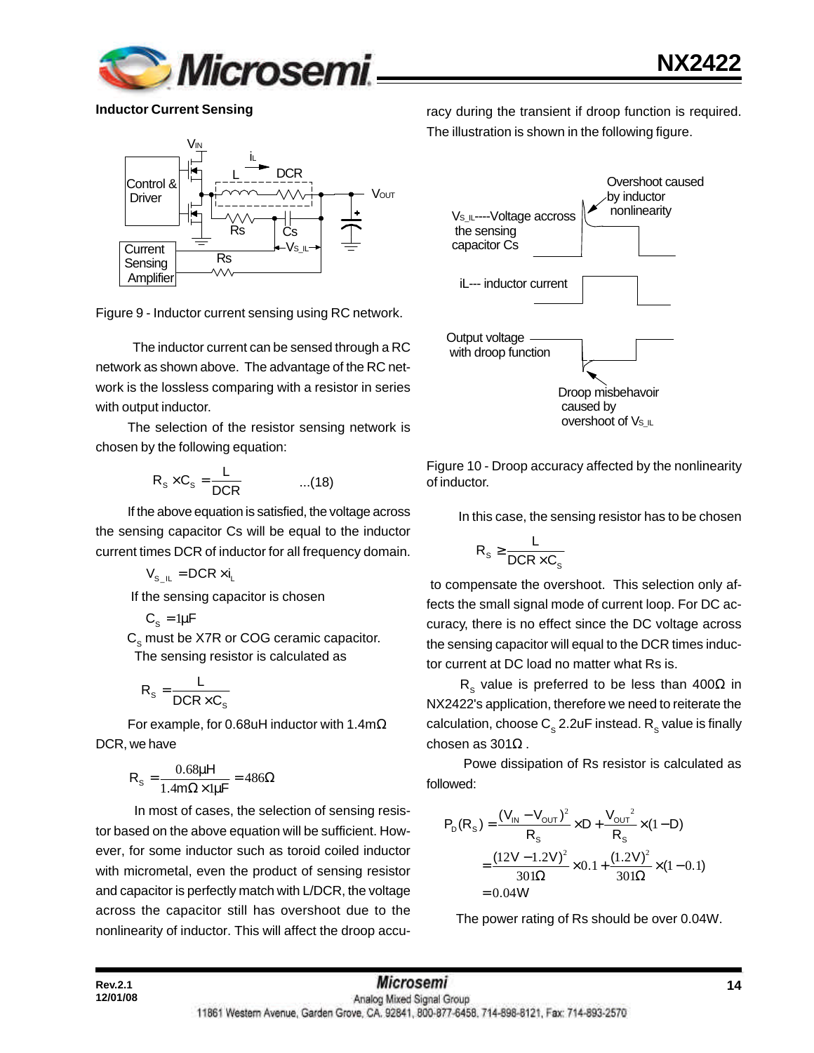**Inductor Current Sensing**

Figure 9 - Inductor current sensing using RC network.

The inductor current can be sensed through a RC network as shown above. The advantage of the RC network is the lossless comparing with a resistor in series with output inductor.

The selection of the resistor sensing network is chosen by the following equation:

$$R_S \times C_S = \frac{L}{DCR} \qquad ...(18)$$

If the above equation is satisfied, the voltage across the sensing capacitor Cs will be equal to the inductor current times DCR of inductor for all frequency domain.

$$V_{S\_IL} = DCR \times i_L$$

If the sensing capacitor is chosen

$$C_S = 1\mu F$$

$C_S$ must be X7R or COG ceramic capacitor.

The sensing resistor is calculated as

$$R_S = \frac{L}{DCR \times C_S}$$

For example, for 0.68uH inductor with 1.4mΩ DCR, we have

$$R_S = \frac{0.68\mu H}{1.4m\Omega \times 1\mu F} = 486\Omega$$

In most of cases, the selection of sensing resistor based on the above equation will be sufficient. However, for some inductor such as toroid coiled inductor with micrometal, even the product of sensing resistor and capacitor is perfectly match with L/DCR, the voltage across the capacitor still has overshoot due to the nonlinearity of inductor. This will affect the droop accuracy during the transient if droop function is required. The illustration is shown in the following figure.

Figure 10 - Droop accuracy affected by the nonlinearity of inductor.

In this case, the sensing resistor has to be chosen

$$R_S \geq \frac{L}{DCR \times C_S}$$

to compensate the overshoot. This selection only affects the small signal mode of current loop. For DC accuracy, there is no effect since the DC voltage across the sensing capacitor will equal to the DCR times inductor current at DC load no matter what Rs is.

$R_S$ value is preferred to be less than 400Ω in NX2422's application, therefore we need to reiterate the calculation, choose $C_S$ 2.2uF instead. $R_S$ value is finally chosen as 301Ω .

Powe dissipation of Rs resistor is calculated as followed:

$$P_D(R_S) = \frac{(V_{IN} - V_{OUT})^2}{R_S} \times D + \frac{V_{OUT}{}^2}{R_S} \times (1 - D)$$

$$= \frac{(12V - 1.2V)^2}{301\Omega} \times 0.1 + \frac{(1.2V)^2}{301\Omega} \times (1 - 0.1)$$

$$= 0.04W$$

The power rating of Rs should be over 0.04W.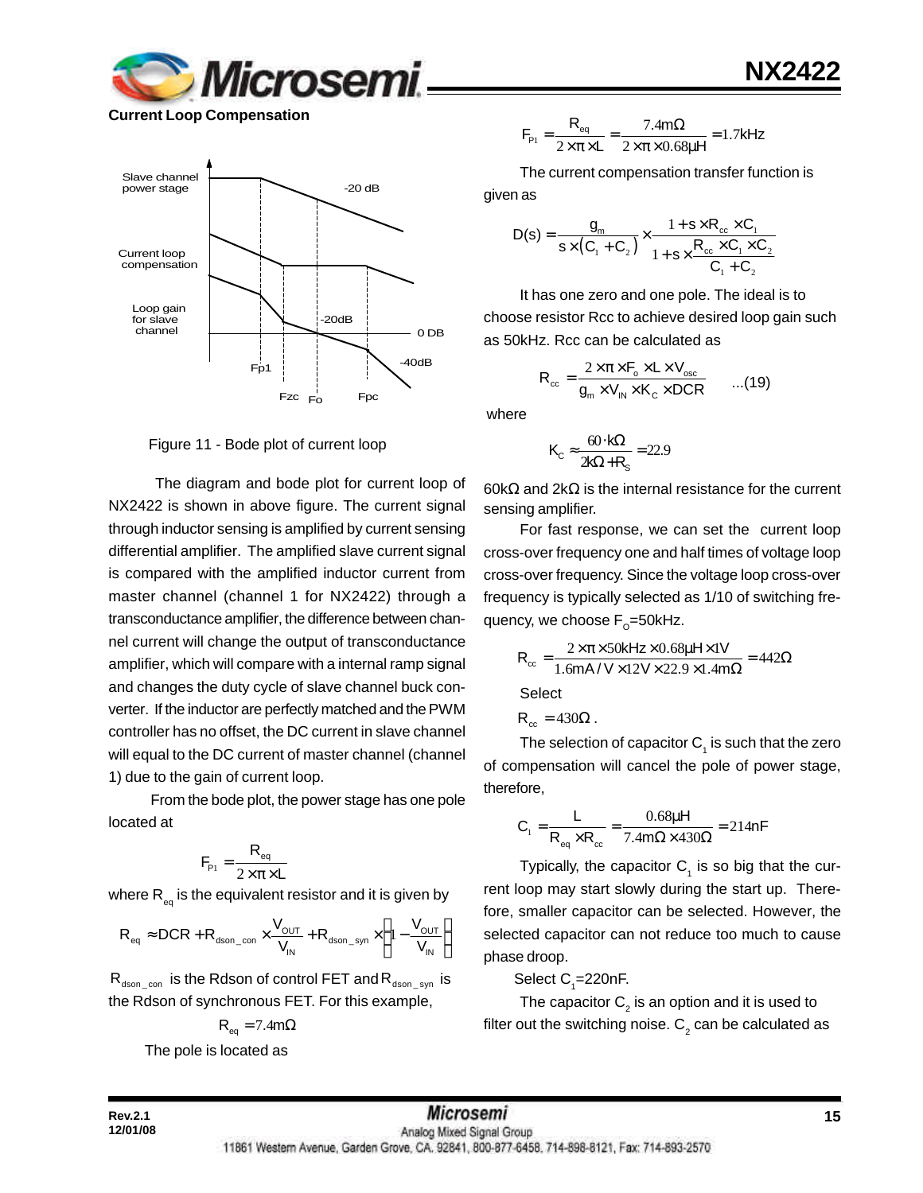## Current Loop Compensation

Figure 11 - Bode plot of current loop

The diagram and bode plot for current loop of NX2422 is shown in above figure. The current signal through inductor sensing is amplified by current sensing differential amplifier. The amplified slave current signal is compared with the amplified inductor current from master channel (channel 1 for NX2422) through a transconductance amplifier, the difference between channel current will change the output of transconductance amplifier, which will compare with a internal ramp signal and changes the duty cycle of slave channel buck converter. If the inductor are perfectly matched and the PWM controller has no offset, the DC current in slave channel will equal to the DC current of master channel (channel 1) due to the gain of current loop.

From the bode plot, the power stage has one pole located at

$$F_{P1} = \frac{R_{eq}}{2 \times \pi \times L}$$

where $R_{eq}$ is the equivalent resistor and it is given by

$$R_{eq} \approx DCR + R_{dson\_con} \times \frac{V_{OUT}}{V_{IN}} + R_{dson\_syn} \times \left(1 - \frac{V_{OUT}}{V_{IN}}\right)$$

$R_{dson\_con}$ is the Rdson of control FET and $R_{dson\_syn}$ is the Rdson of synchronous FET. For this example,

$$R_{eq} = 7.4m\Omega$$

The pole is located as

$$F_{P1} = \frac{R_{eq}}{2 \times \pi \times L} = \frac{7.4m\Omega}{2 \times \pi \times 0.68\mu H} = 1.7kHz$$

The current compensation transfer function is given as

$$D(s) = \frac{g_m}{s \times (C_1 + C_2)} \times \frac{1 + s \times R_{cc} \times C_1}{1 + s \times \frac{R_{cc} \times C_1 \times C_2}{C_1 + C_2}}$$

It has one zero and one pole. The ideal is to choose resistor Rcc to achieve desired loop gain such as 50kHz. Rcc can be calculated as

$$R_{cc} = \frac{2 \times \pi \times F_o \times L \times V_{osc}}{g_m \times V_{IN} \times K_C \times DCR} \quad ...(19)$$

where

$$K_C \approx \frac{60 \cdot k\Omega}{2k\Omega + R_S} = 22.9$$

60kΩ and 2kΩ is the internal resistance for the current sensing amplifier.

For fast response, we can set the current loop cross-over frequency one and half times of voltage loop cross-over frequency. Since the voltage loop cross-over frequency is typically selected as 1/10 of switching frequency, we choose $F_O$=50kHz.

$$R_{cc} = \frac{2 \times \pi \times 50kHz \times 0.68\mu H \times 1V}{1.6mA/V \times 12V \times 22.9 \times 1.4m\Omega} = 442\Omega$$

Select

$R_{cc} = 430\Omega$.

The selection of capacitor $C_1$ is such that the zero of compensation will cancel the pole of power stage, therefore,

$$C_1 = \frac{L}{R_{eq} \times R_{cc}} = \frac{0.68\mu H}{7.4m\Omega \times 430\Omega} = 214nF$$

Typically, the capacitor $C_1$ is so big that the current loop may start slowly during the start up. Therefore, smaller capacitor can be selected. However, the selected capacitor can not reduce too much to cause phase droop.

Select $C_1$=220nF.

The capacitor $C_2$ is an option and it is used to filter out the switching noise. $C_2$ can be calculated as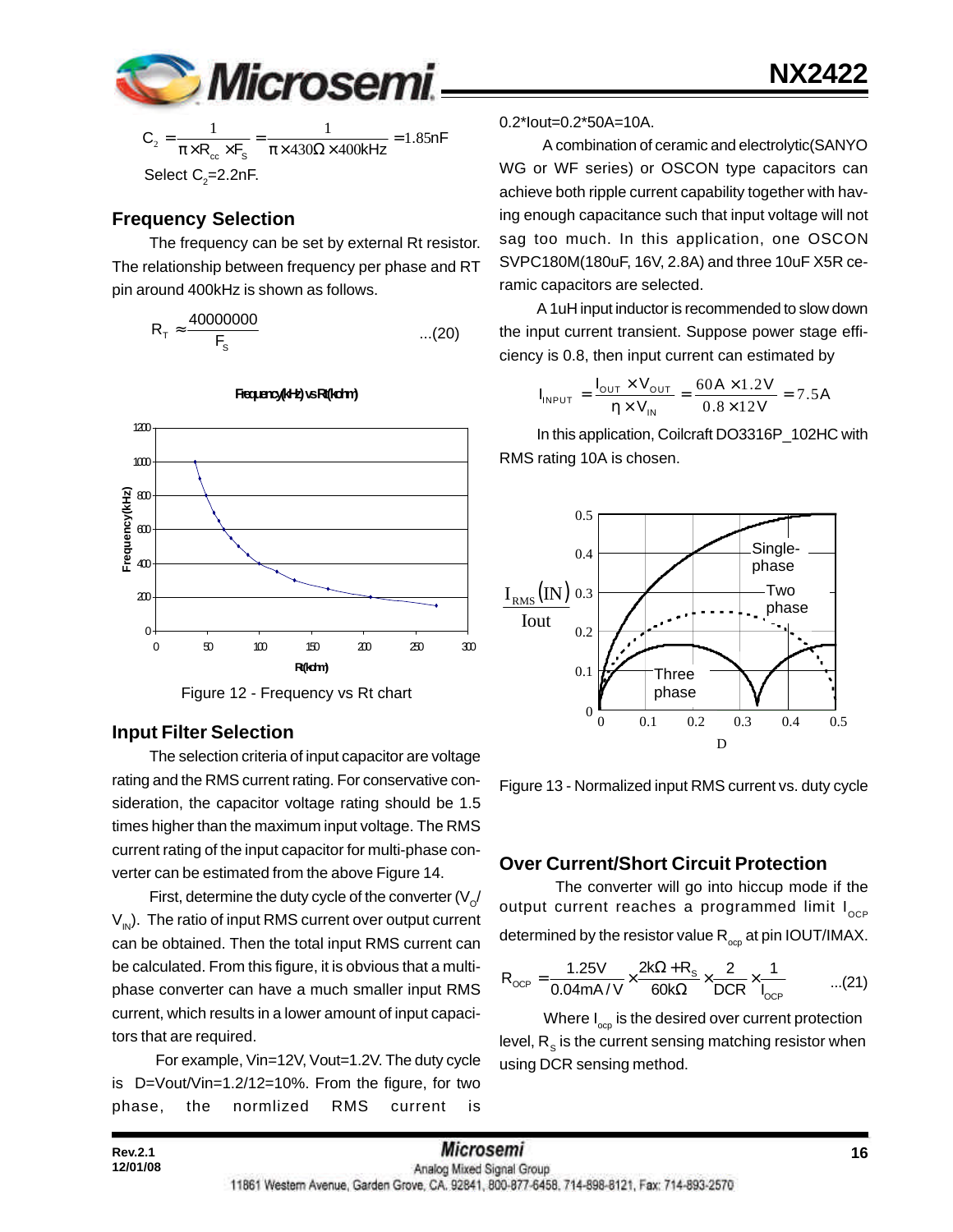$$C_2 = \frac{1}{\pi \times R_{cc} \times F_S} = \frac{1}{\pi \times 430\Omega \times 400kHz} = 1.85nF$$

Select $C_2$=2.2nF.

## Frequency Selection

The frequency can be set by external Rt resistor. The relationship between frequency per phase and RT pin around 400kHz is shown as follows.

$$R_T \approx \frac{40000000}{F_S} \quad ...(20)$$

Figure 12 - Frequency vs Rt chart

## Input Filter Selection

The selection criteria of input capacitor are voltage rating and the RMS current rating. For conservative consideration, the capacitor voltage rating should be 1.5 times higher than the maximum input voltage. The RMS current rating of the input capacitor for multi-phase converter can be estimated from the above Figure 14.

First, determine the duty cycle of the converter ($V_O$/$V_{IN}$). The ratio of input RMS current over output current can be obtained. Then the total input RMS current can be calculated. From this figure, it is obvious that a multi-phase converter can have a much smaller input RMS current, which results in a lower amount of input capacitors that are required.

For example, Vin=12V, Vout=1.2V. The duty cycle is D=Vout/Vin=1.2/12=10%. From the figure, for two phase, the normlized RMS current is 0.2*Iout=0.2*50A=10A.

A combination of ceramic and electrolytic(SANYO WG or WF series) or OSCON type capacitors can achieve both ripple current capability together with having enough capacitance such that input voltage will not sag too much. In this application, one OSCON SVPC180M(180uF, 16V, 2.8A) and three 10uF X5R ceramic capacitors are selected.

A 1uH input inductor is recommended to slow down the input current transient. Suppose power stage efficiency is 0.8, then input current can estimated by

$$I_{INPUT} = \frac{I_{OUT} \times V_{OUT}}{\eta \times V_{IN}} = \frac{60A \times 1.2V}{0.8 \times 12V} = 7.5A$$

In this application, Coilcraft DO3316P_102HC with RMS rating 10A is chosen.

Figure 13 - Normalized input RMS current vs. duty cycle

## Over Current/Short Circuit Protection

The converter will go into hiccup mode if the output current reaches a programmed limit $I_{OCP}$ determined by the resistor value $R_{ocp}$ at pin IOUT/IMAX.

$$R_{OCP} = \frac{1.25V}{0.04mA/V} \times \frac{2k\Omega + R_S}{60k\Omega} \times \frac{2}{DCR} \times \frac{1}{I_{OCP}} \quad ...(21)$$

Where $I_{ocp}$ is the desired over current protection level, $R_S$ is the current sensing matching resistor when using DCR sensing method.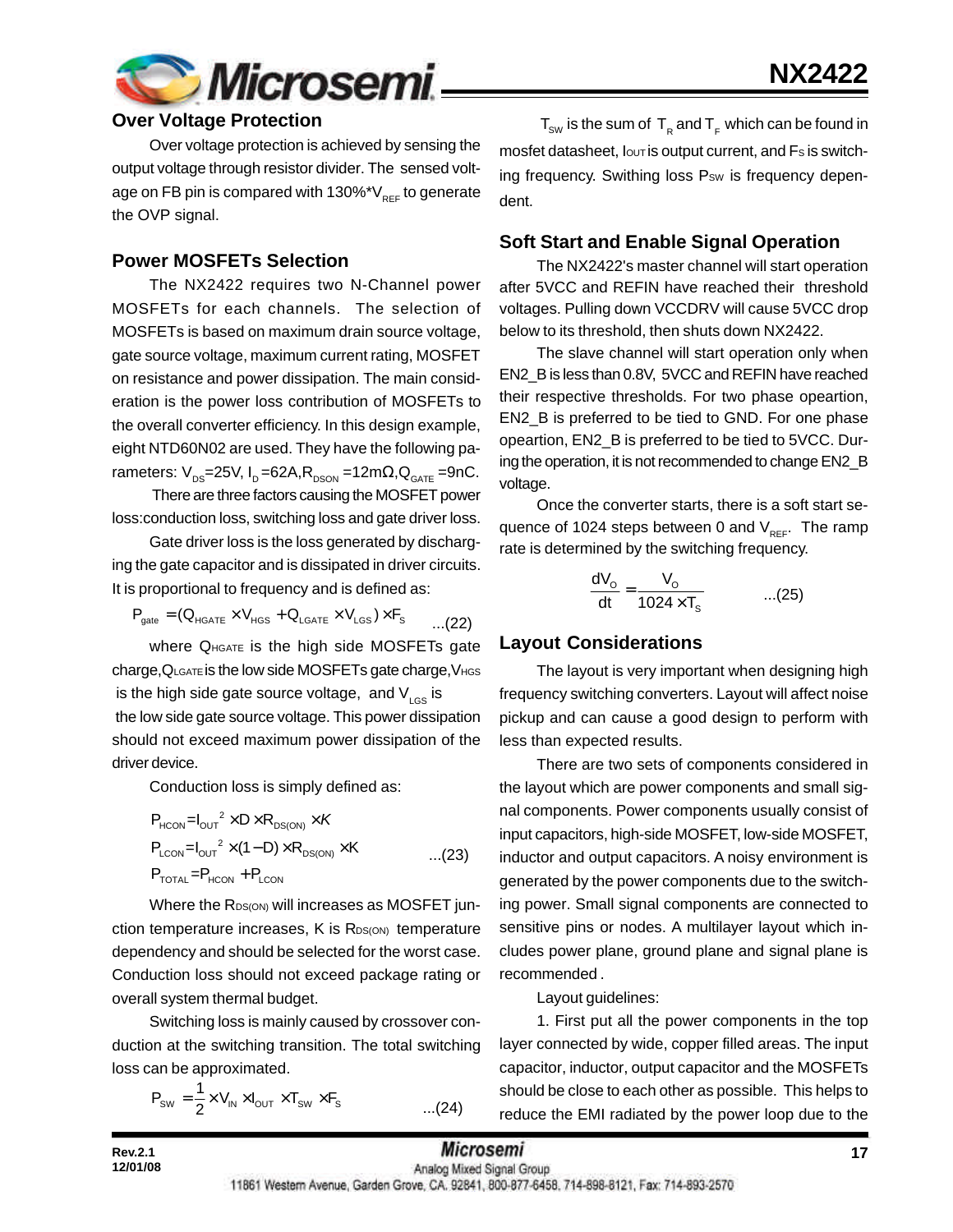## Over Voltage Protection

Over voltage protection is achieved by sensing the output voltage through resistor divider. The sensed voltage on FB pin is compared with 130%*$V_{REF}$ to generate the OVP signal.

## Power MOSFETs Selection

The NX2422 requires two N-Channel power MOSFETs for each channels. The selection of MOSFETs is based on maximum drain source voltage, gate source voltage, maximum current rating, MOSFET on resistance and power dissipation. The main consideration is the power loss contribution of MOSFETs to the overall converter efficiency. In this design example, eight NTD60N02 are used. They have the following parameters: $V_{DS}$=25V, $I_D$=62A,$R_{DSON}$ =12mΩ,$Q_{GATE}$ =9nC.

There are three factors causing the MOSFET power loss:conduction loss, switching loss and gate driver loss.

Gate driver loss is the loss generated by discharging the gate capacitor and is dissipated in driver circuits. It is proportional to frequency and is defined as:

$$P_{gate} = (Q_{HGATE} \times V_{HGS} + Q_{LGATE} \times V_{LGS}) \times F_S \quad ...(22)$$

where $Q_{HGATE}$ is the high side MOSFETs gate charge,$Q_{LGATE}$ is the low side MOSFETs gate charge,$V_{HGS}$ is the high side gate source voltage, and $V_{LGS}$ is the low side gate source voltage. This power dissipation should not exceed maximum power dissipation of the driver device.

Conduction loss is simply defined as:

$$\begin{aligned}
P_{HCON} &= I_{OUT}^2 \times D \times R_{DS(ON)} \times K \\
P_{LCON} &= I_{OUT}^2 \times (1-D) \times R_{DS(ON)} \times K \quad ...(23) \\
P_{TOTAL} &= P_{HCON} + P_{LCON}
\end{aligned}$$

Where the $R_{DS(ON)}$ will increases as MOSFET junction temperature increases, K is $R_{DS(ON)}$ temperature dependency and should be selected for the worst case. Conduction loss should not exceed package rating or overall system thermal budget.

Switching loss is mainly caused by crossover conduction at the switching transition. The total switching loss can be approximated.

$$P_{SW} = \frac{1}{2} \times V_{IN} \times I_{OUT} \times T_{SW} \times F_S \quad ...(24)$$

$T_{SW}$ is the sum of $T_R$ and $T_F$ which can be found in mosfet datasheet, $I_{OUT}$ is output current, and $F_S$ is switching frequency. Swithing loss $P_{SW}$ is frequency dependent.

## Soft Start and Enable Signal Operation

The NX2422's master channel will start operation after 5VCC and REFIN have reached their threshold voltages. Pulling down VCCDRV will cause 5VCC drop below to its threshold, then shuts down NX2422.

The slave channel will start operation only when EN2_B is less than 0.8V, 5VCC and REFIN have reached their respective thresholds. For two phase opeartion, EN2_B is preferred to be tied to GND. For one phase opeartion, EN2_B is preferred to be tied to 5VCC. During the operation, it is not recommended to change EN2_B voltage.

Once the converter starts, there is a soft start sequence of 1024 steps between 0 and $V_{REF}$. The ramp rate is determined by the switching frequency.

$$\frac{dV_O}{dt} = \frac{V_O}{1024 \times T_S} \quad ...(25)$$

## Layout Considerations

The layout is very important when designing high frequency switching converters. Layout will affect noise pickup and can cause a good design to perform with less than expected results.

There are two sets of components considered in the layout which are power components and small signal components. Power components usually consist of input capacitors, high-side MOSFET, low-side MOSFET, inductor and output capacitors. A noisy environment is generated by the power components due to the switching power. Small signal components are connected to sensitive pins or nodes. A multilayer layout which includes power plane, ground plane and signal plane is recommended .

Layout guidelines:

1. First put all the power components in the top layer connected by wide, copper filled areas. The input capacitor, inductor, output capacitor and the MOSFETs should be close to each other as possible. This helps to reduce the EMI radiated by the power loop due to the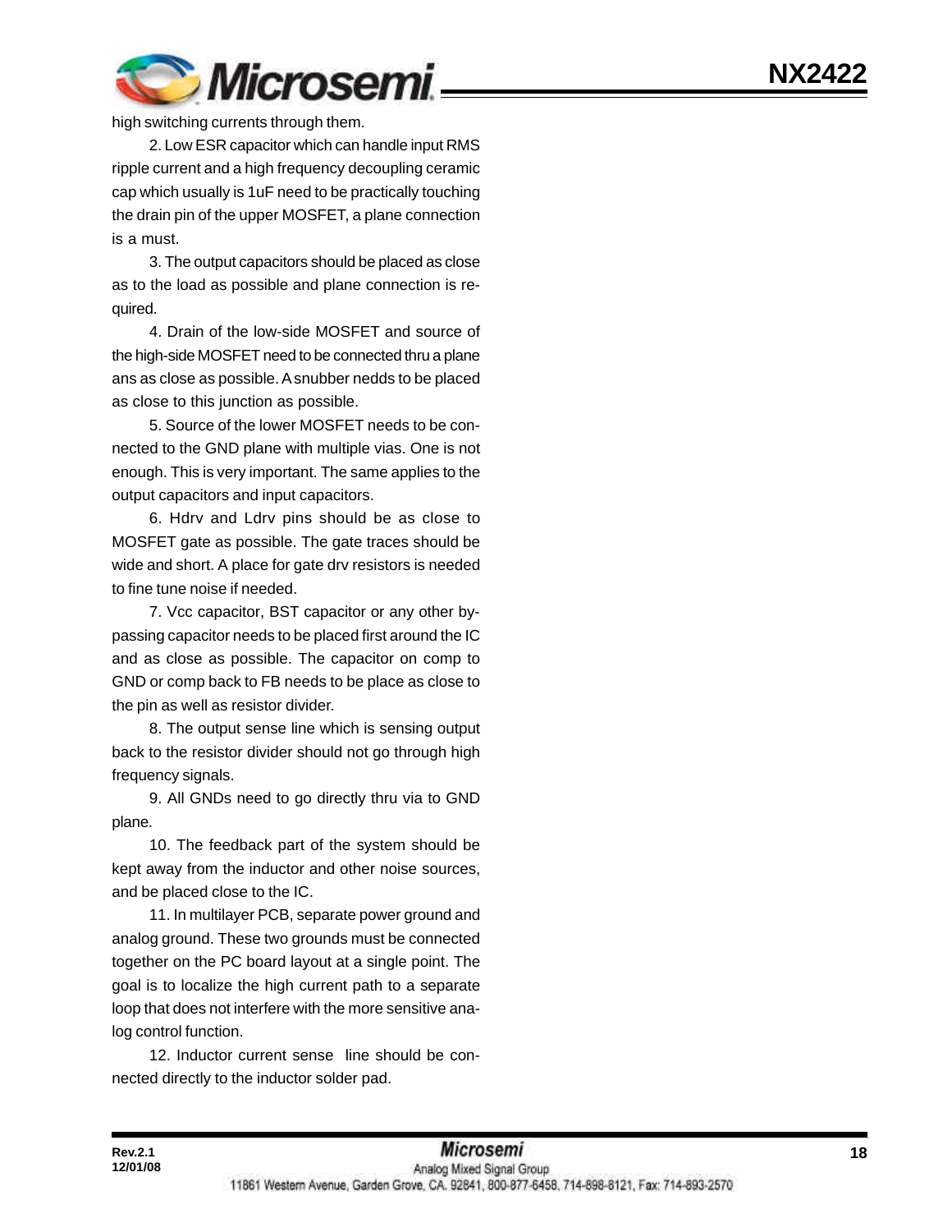high switching currents through them.

2. Low ESR capacitor which can handle input RMS ripple current and a high frequency decoupling ceramic cap which usually is 1uF need to be practically touching the drain pin of the upper MOSFET, a plane connection is a must.

3. The output capacitors should be placed as close as to the load as possible and plane connection is required.

4. Drain of the low-side MOSFET and source of the high-side MOSFET need to be connected thru a plane ans as close as possible. A snubber nedds to be placed as close to this junction as possible.

5. Source of the lower MOSFET needs to be connected to the GND plane with multiple vias. One is not enough. This is very important. The same applies to the output capacitors and input capacitors.

6. Hdrv and Ldrv pins should be as close to MOSFET gate as possible. The gate traces should be wide and short. A place for gate drv resistors is needed to fine tune noise if needed.

7. Vcc capacitor, BST capacitor or any other bypassing capacitor needs to be placed first around the IC and as close as possible. The capacitor on comp to GND or comp back to FB needs to be place as close to the pin as well as resistor divider.

8. The output sense line which is sensing output back to the resistor divider should not go through high frequency signals.

9. All GNDs need to go directly thru via to GND plane.

10. The feedback part of the system should be kept away from the inductor and other noise sources, and be placed close to the IC.

11. In multilayer PCB, separate power ground and analog ground. These two grounds must be connected together on the PC board layout at a single point. The goal is to localize the high current path to a separate loop that does not interfere with the more sensitive analog control function.

12. Inductor current sense line should be connected directly to the inductor solder pad.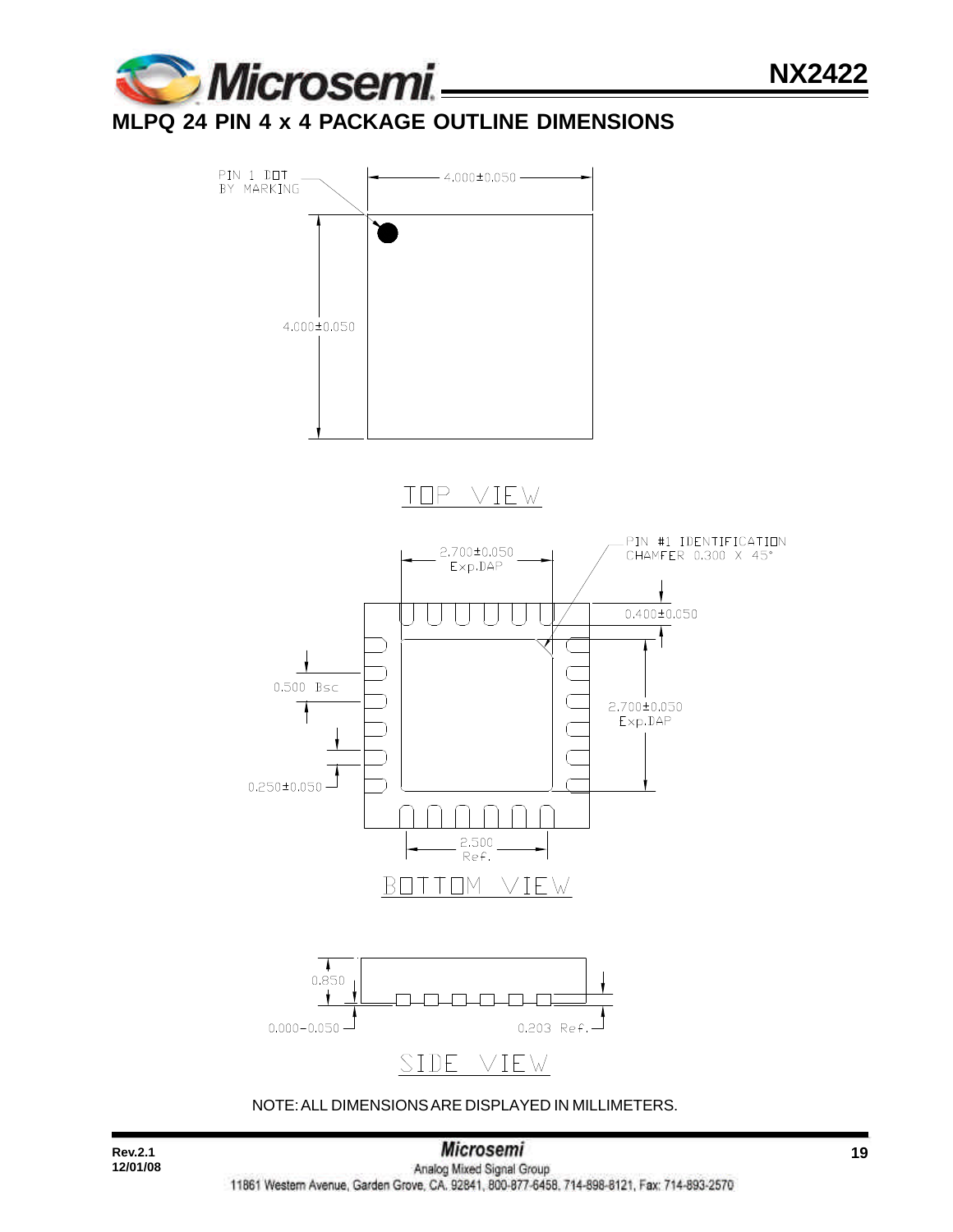## MLPQ 24 PIN 4 x 4 PACKAGE OUTLINE DIMENSIONS

PIN 1 DOT BY MARKING

4.000±0.050

4.000±0.050

TOP VIEW

2.700±0.050 Exp.DAP

PIN #1 IDENTIFICATION CHAMFER 0.300 X 45°

0.400±0.050

0.500 Bsc

2.700±0.050 Exp.DAP

0.250±0.050

2.500 Ref.

BOTTOM VIEW

0.850

0.000-0.050

0.203 Ref.

SIDE VIEW

NOTE: ALL DIMENSIONS ARE DISPLAYED IN MILLIMETERS.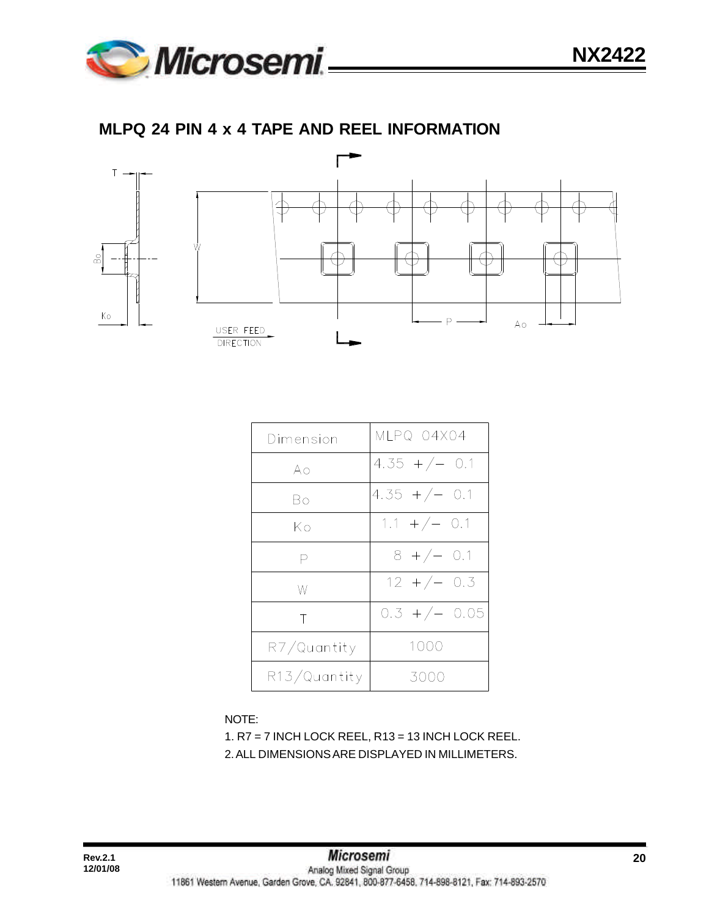## MLPQ 24 PIN 4 x 4 TAPE AND REEL INFORMATION

T

Bo

Ko

W

USER FEED DIRECTION

P

Ao

| Dimension | MLPQ 04X04 |
|---|---|
| Ao | 4.35 +/- 0.1 |
| Bo | 4.35 +/- 0.1 |
| Ko | 1.1 +/- 0.1 |
| P | 8 +/- 0.1 |
| W | 12 +/- 0.3 |
| T | 0.3 +/- 0.05 |
| R7/Quantity | 1000 |
| R13/Quantity | 3000 |

NOTE:

1. R7 = 7 INCH LOCK REEL, R13 = 13 INCH LOCK REEL.
2. ALL DIMENSIONS ARE DISPLAYED IN MILLIMETERS.